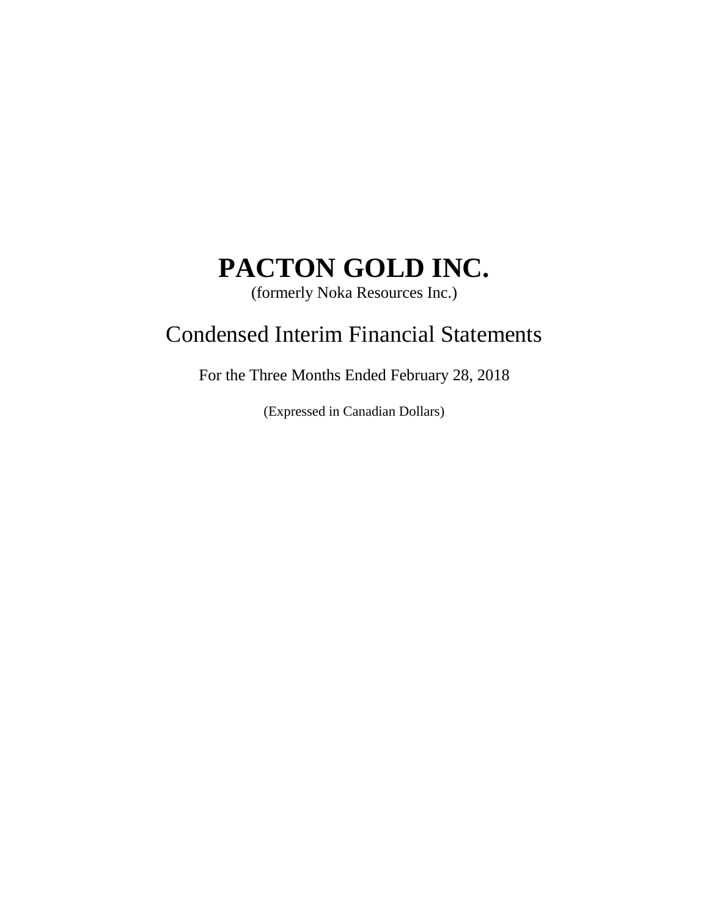# PACTON GOLD INC.

(formerly Noka Resources Inc.)

## Condensed Interim Financial Statements

For the Three Months Ended February 28, 2018

(Expressed in Canadian Dollars)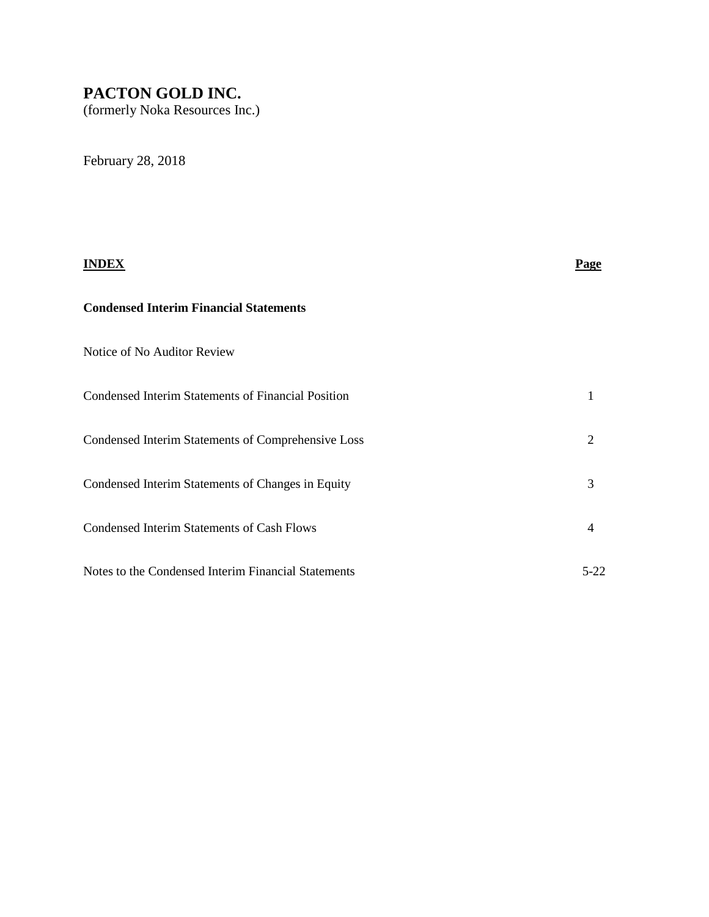# PACTON GOLD INC.

(formerly Noka Resources Inc.)

February 28, 2018

| **INDEX** | **Page** |
| --- | --- |
| **Condensed Interim Financial Statements** | |
| Notice of No Auditor Review | |
| Condensed Interim Statements of Financial Position | 1 |
| Condensed Interim Statements of Comprehensive Loss | 2 |
| Condensed Interim Statements of Changes in Equity | 3 |
| Condensed Interim Statements of Cash Flows | 4 |
| Notes to the Condensed Interim Financial Statements | 5-22 |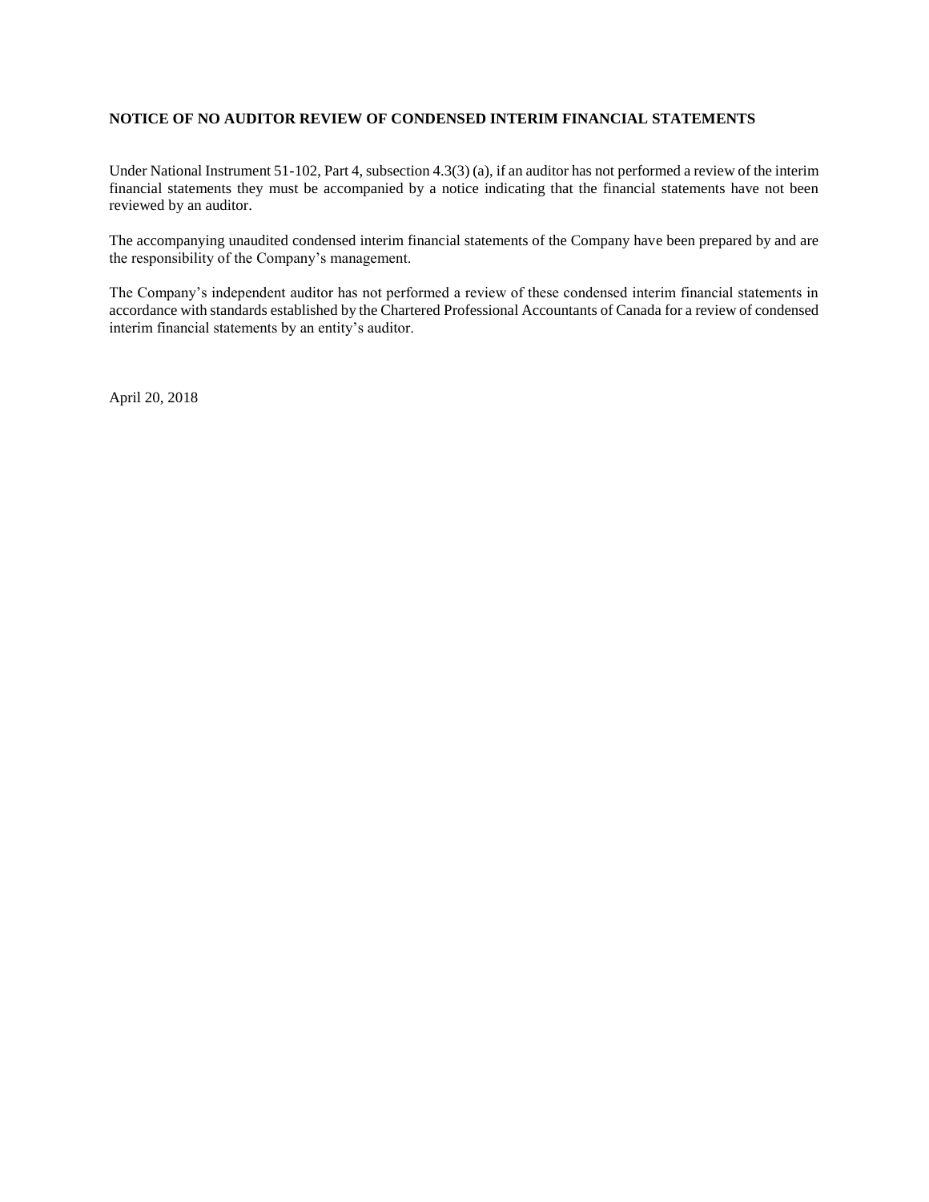**NOTICE OF NO AUDITOR REVIEW OF CONDENSED INTERIM FINANCIAL STATEMENTS**

Under National Instrument 51-102, Part 4, subsection 4.3(3) (a), if an auditor has not performed a review of the interim financial statements they must be accompanied by a notice indicating that the financial statements have not been reviewed by an auditor.

The accompanying unaudited condensed interim financial statements of the Company have been prepared by and are the responsibility of the Company's management.

The Company's independent auditor has not performed a review of these condensed interim financial statements in accordance with standards established by the Chartered Professional Accountants of Canada for a review of condensed interim financial statements by an entity's auditor.

April 20, 2018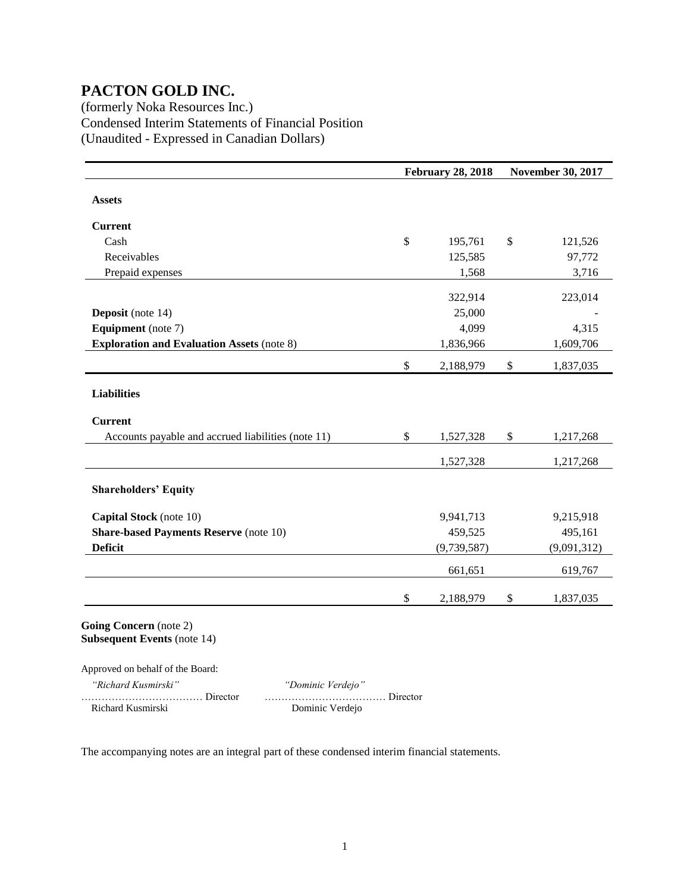# PACTON GOLD INC.

(formerly Noka Resources Inc.)
Condensed Interim Statements of Financial Position
(Unaudited - Expressed in Canadian Dollars)

| | February 28, 2018 | November 30, 2017 |
|---|---|---|
| **Assets** | | |
| **Current** | | |
| Cash | $ 195,761 | $ 121,526 |
| Receivables | 125,585 | 97,772 |
| Prepaid expenses | 1,568 | 3,716 |
| | 322,914 | 223,014 |
| **Deposit** (note 14) | 25,000 | - |
| **Equipment** (note 7) | 4,099 | 4,315 |
| **Exploration and Evaluation Assets** (note 8) | 1,836,966 | 1,609,706 |
| | $ 2,188,979 | $ 1,837,035 |
| **Liabilities** | | |
| **Current** | | |
| Accounts payable and accrued liabilities (note 11) | $ 1,527,328 | $ 1,217,268 |
| | 1,527,328 | 1,217,268 |
| **Shareholders' Equity** | | |
| **Capital Stock** (note 10) | 9,941,713 | 9,215,918 |
| **Share-based Payments Reserve** (note 10) | 459,525 | 495,161 |
| **Deficit** | (9,739,587) | (9,091,312) |
| | 661,651 | 619,767 |
| | $ 2,188,979 | $ 1,837,035 |

**Going Concern** (note 2)
**Subsequent Events** (note 14)

Approved on behalf of the Board:

| *"Richard Kusmirski"* | *"Dominic Verdejo"* |
|---|---|
| ……………………………… Director | ……………………………… Director |
| Richard Kusmirski | Dominic Verdejo |

The accompanying notes are an integral part of these condensed interim financial statements.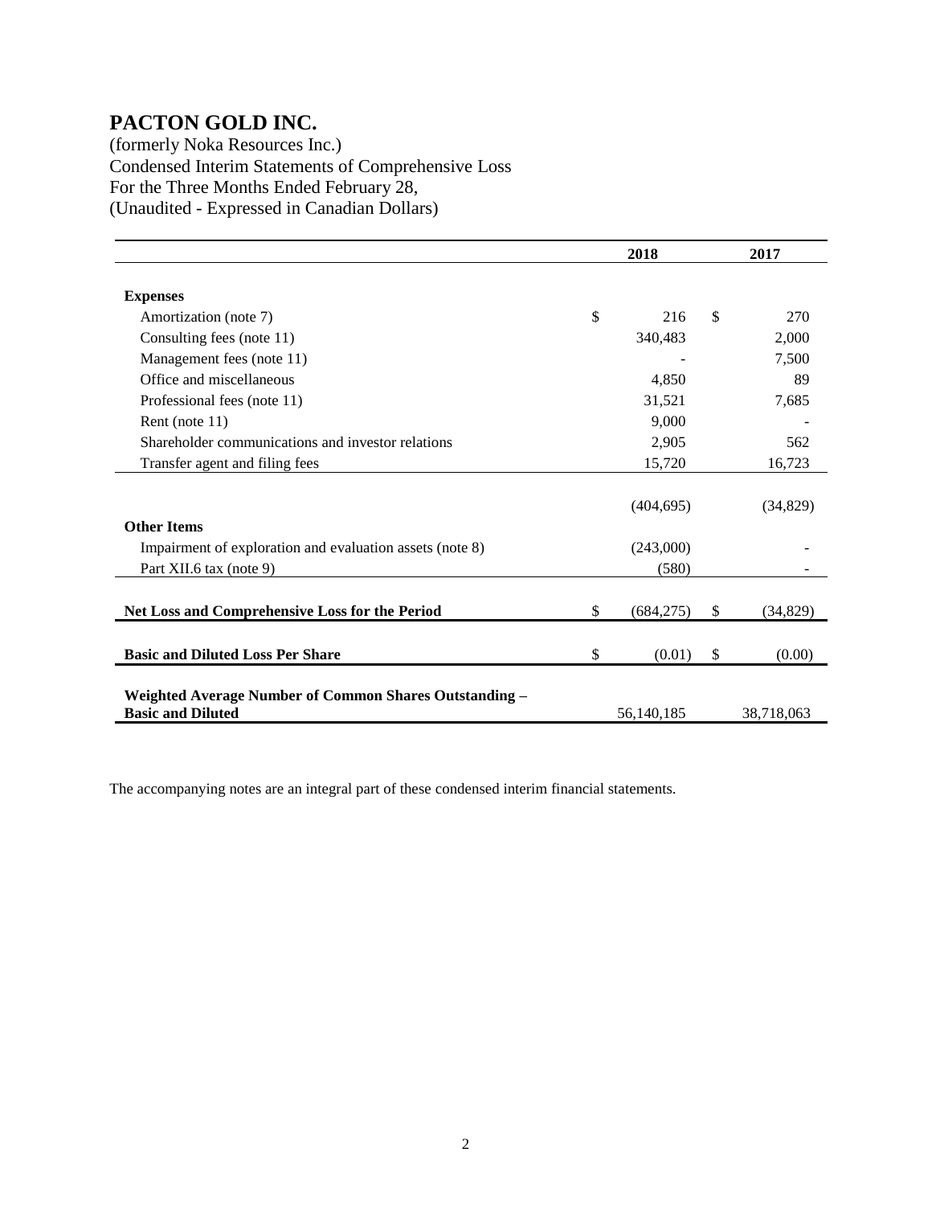# PACTON GOLD INC.

(formerly Noka Resources Inc.)
Condensed Interim Statements of Comprehensive Loss
For the Three Months Ended February 28,
(Unaudited - Expressed in Canadian Dollars)

| | 2018 | 2017 |
|---|---|---|
| **Expenses** | | |
| Amortization (note 7) | $ 216 | $ 270 |
| Consulting fees (note 11) | 340,483 | 2,000 |
| Management fees (note 11) | - | 7,500 |
| Office and miscellaneous | 4,850 | 89 |
| Professional fees (note 11) | 31,521 | 7,685 |
| Rent (note 11) | 9,000 | - |
| Shareholder communications and investor relations | 2,905 | 562 |
| Transfer agent and filing fees | 15,720 | 16,723 |
| | (404,695) | (34,829) |
| **Other Items** | | |
| Impairment of exploration and evaluation assets (note 8) | (243,000) | - |
| Part XII.6 tax (note 9) | (580) | - |
| **Net Loss and Comprehensive Loss for the Period** | $ (684,275) | $ (34,829) |
| **Basic and Diluted Loss Per Share** | $ (0.01) | $ (0.00) |
| **Weighted Average Number of Common Shares Outstanding – Basic and Diluted** | 56,140,185 | 38,718,063 |

The accompanying notes are an integral part of these condensed interim financial statements.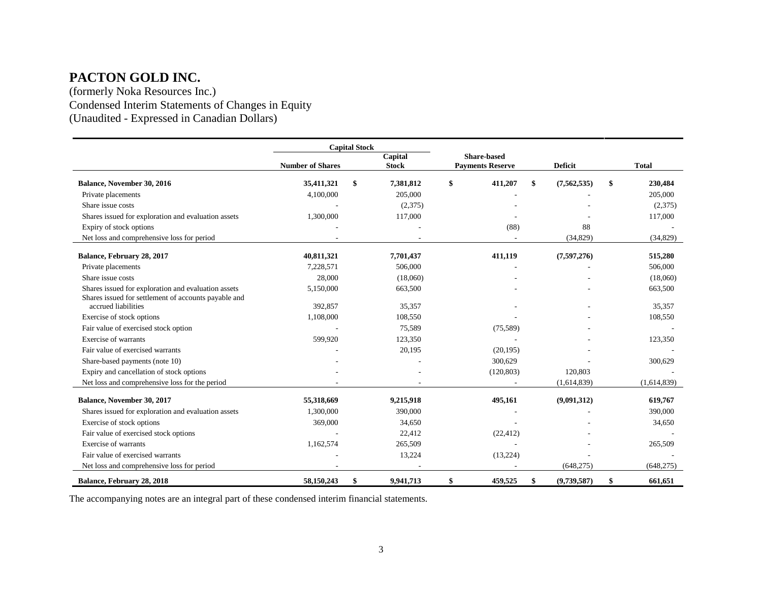# PACTON GOLD INC.

(formerly Noka Resources Inc.)
Condensed Interim Statements of Changes in Equity
(Unaudited - Expressed in Canadian Dollars)

| | Capital Stock | | | | |
|---|---|---|---|---|---|
| | Number of Shares | Capital Stock | Share-based Payments Reserve | Deficit | Total |
| **Balance, November 30, 2016** | **35,411,321** | **$ 7,381,812** | **$ 411,207** | **$ (7,562,535)** | **$ 230,484** |
| Private placements | 4,100,000 | 205,000 | - | - | 205,000 |
| Share issue costs | - | (2,375) | - | - | (2,375) |
| Shares issued for exploration and evaluation assets | 1,300,000 | 117,000 | - | - | 117,000 |
| Expiry of stock options | - | - | (88) | 88 | - |
| Net loss and comprehensive loss for period | - | - | - | (34,829) | (34,829) |
| **Balance, February 28, 2017** | **40,811,321** | **7,701,437** | **411,119** | **(7,597,276)** | **515,280** |
| Private placements | 7,228,571 | 506,000 | - | - | 506,000 |
| Share issue costs | 28,000 | (18,060) | - | - | (18,060) |
| Shares issued for exploration and evaluation assets | 5,150,000 | 663,500 | - | - | 663,500 |
| Shares issued for settlement of accounts payable and accrued liabilities | 392,857 | 35,357 | - | - | 35,357 |
| Exercise of stock options | 1,108,000 | 108,550 | - | - | 108,550 |
| Fair value of exercised stock option | - | 75,589 | (75,589) | - | - |
| Exercise of warrants | 599,920 | 123,350 | - | - | 123,350 |
| Fair value of exercised warrants | - | 20,195 | (20,195) | - | - |
| Share-based payments (note 10) | - | - | 300,629 | - | 300,629 |
| Expiry and cancellation of stock options | - | - | (120,803) | 120,803 | - |
| Net loss and comprehensive loss for the period | - | - | - | (1,614,839) | (1,614,839) |
| **Balance, November 30, 2017** | **55,318,669** | **9,215,918** | **495,161** | **(9,091,312)** | **619,767** |
| Shares issued for exploration and evaluation assets | 1,300,000 | 390,000 | - | - | 390,000 |
| Exercise of stock options | 369,000 | 34,650 | - | - | 34,650 |
| Fair value of exercised stock options | - | 22,412 | (22,412) | - | - |
| Exercise of warrants | 1,162,574 | 265,509 | - | - | 265,509 |
| Fair value of exercised warrants | - | 13,224 | (13,224) | - | - |
| Net loss and comprehensive loss for period | - | - | - | (648,275) | (648,275) |
| **Balance, February 28, 2018** | **58,150,243** | **$ 9,941,713** | **$ 459,525** | **$ (9,739,587)** | **$ 661,651** |

The accompanying notes are an integral part of these condensed interim financial statements.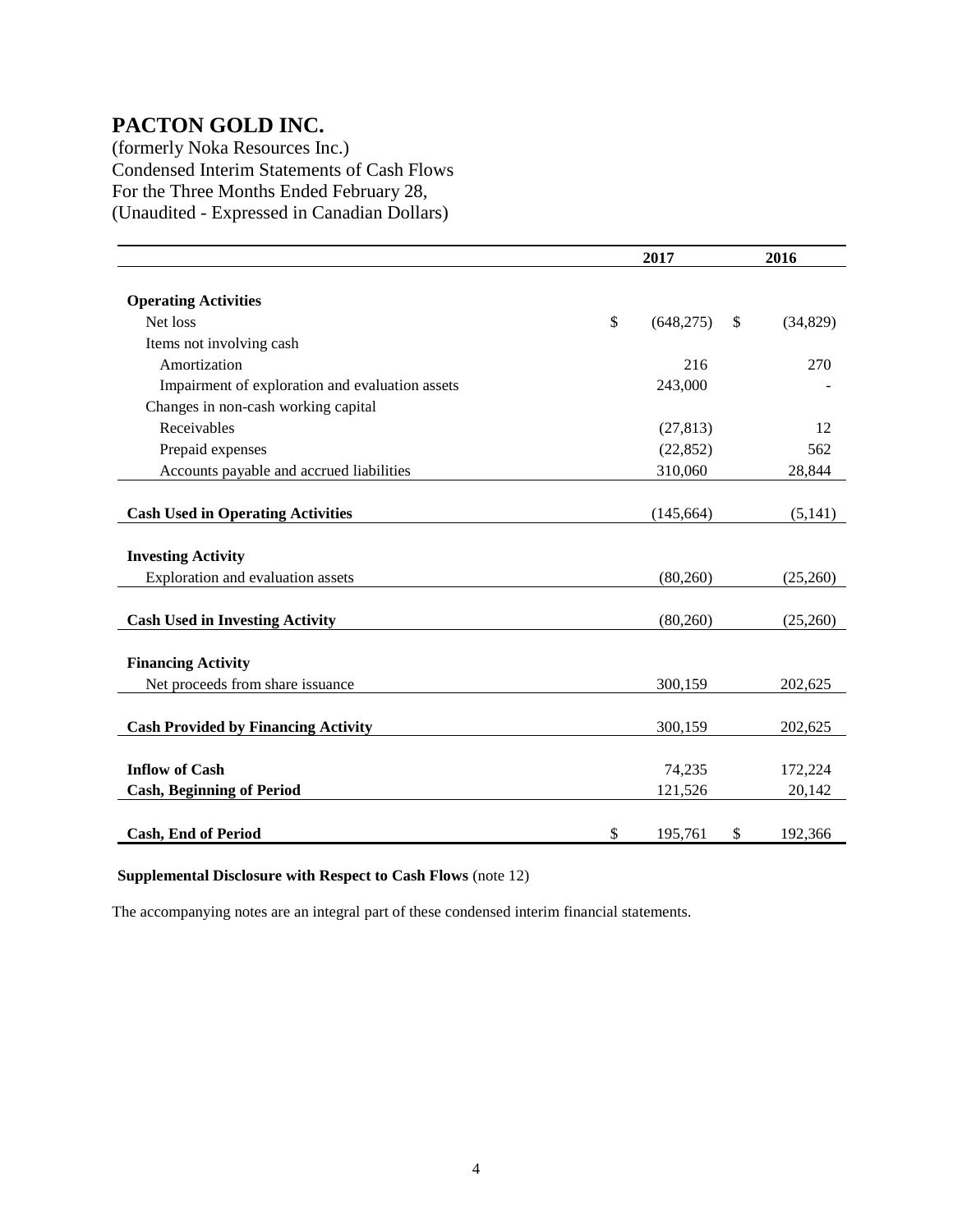# PACTON GOLD INC.

(formerly Noka Resources Inc.)
Condensed Interim Statements of Cash Flows
For the Three Months Ended February 28,
(Unaudited - Expressed in Canadian Dollars)

| | 2017 | 2016 |
|---|---|---|
| **Operating Activities** | | |
| Net loss | $ (648,275) | $ (34,829) |
| Items not involving cash | | |
| Amortization | 216 | 270 |
| Impairment of exploration and evaluation assets | 243,000 | - |
| Changes in non-cash working capital | | |
| Receivables | (27,813) | 12 |
| Prepaid expenses | (22,852) | 562 |
| Accounts payable and accrued liabilities | 310,060 | 28,844 |
| **Cash Used in Operating Activities** | (145,664) | (5,141) |
| **Investing Activity** | | |
| Exploration and evaluation assets | (80,260) | (25,260) |
| **Cash Used in Investing Activity** | (80,260) | (25,260) |
| **Financing Activity** | | |
| Net proceeds from share issuance | 300,159 | 202,625 |
| **Cash Provided by Financing Activity** | 300,159 | 202,625 |
| **Inflow of Cash** | 74,235 | 172,224 |
| **Cash, Beginning of Period** | 121,526 | 20,142 |
| **Cash, End of Period** | $ 195,761 | $ 192,366 |

**Supplemental Disclosure with Respect to Cash Flows** (note 12)

The accompanying notes are an integral part of these condensed interim financial statements.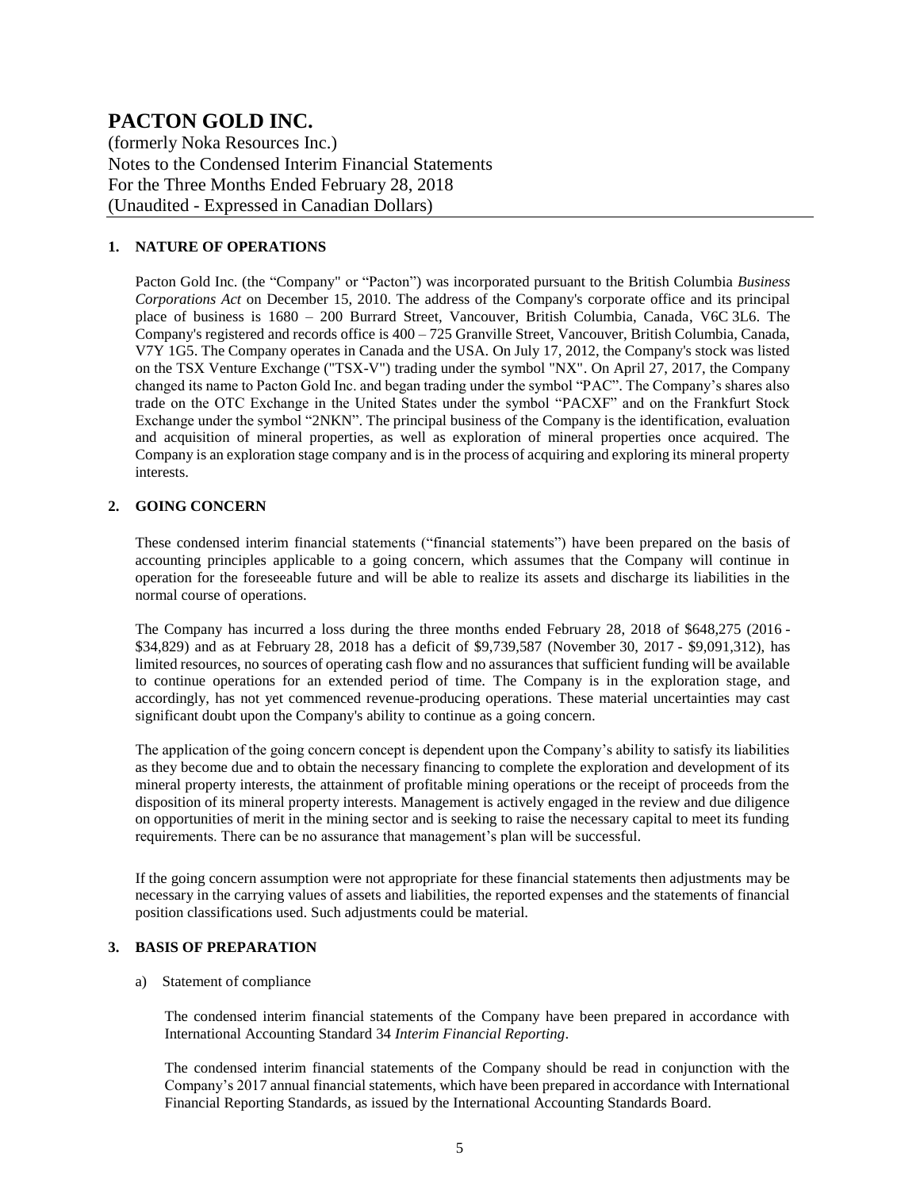# PACTON GOLD INC.

(formerly Noka Resources Inc.)
Notes to the Condensed Interim Financial Statements
For the Three Months Ended February 28, 2018
(Unaudited - Expressed in Canadian Dollars)

## 1. NATURE OF OPERATIONS

Pacton Gold Inc. (the "Company" or "Pacton") was incorporated pursuant to the British Columbia *Business Corporations Act* on December 15, 2010. The address of the Company's corporate office and its principal place of business is 1680 – 200 Burrard Street, Vancouver, British Columbia, Canada, V6C 3L6. The Company's registered and records office is 400 – 725 Granville Street, Vancouver, British Columbia, Canada, V7Y 1G5. The Company operates in Canada and the USA. On July 17, 2012, the Company's stock was listed on the TSX Venture Exchange ("TSX-V") trading under the symbol "NX". On April 27, 2017, the Company changed its name to Pacton Gold Inc. and began trading under the symbol "PAC". The Company's shares also trade on the OTC Exchange in the United States under the symbol "PACXF" and on the Frankfurt Stock Exchange under the symbol "2NKN". The principal business of the Company is the identification, evaluation and acquisition of mineral properties, as well as exploration of mineral properties once acquired. The Company is an exploration stage company and is in the process of acquiring and exploring its mineral property interests.

## 2. GOING CONCERN

These condensed interim financial statements ("financial statements") have been prepared on the basis of accounting principles applicable to a going concern, which assumes that the Company will continue in operation for the foreseeable future and will be able to realize its assets and discharge its liabilities in the normal course of operations.

The Company has incurred a loss during the three months ended February 28, 2018 of $648,275 (2016 - $34,829) and as at February 28, 2018 has a deficit of $9,739,587 (November 30, 2017 - $9,091,312), has limited resources, no sources of operating cash flow and no assurances that sufficient funding will be available to continue operations for an extended period of time. The Company is in the exploration stage, and accordingly, has not yet commenced revenue-producing operations. These material uncertainties may cast significant doubt upon the Company's ability to continue as a going concern.

The application of the going concern concept is dependent upon the Company's ability to satisfy its liabilities as they become due and to obtain the necessary financing to complete the exploration and development of its mineral property interests, the attainment of profitable mining operations or the receipt of proceeds from the disposition of its mineral property interests. Management is actively engaged in the review and due diligence on opportunities of merit in the mining sector and is seeking to raise the necessary capital to meet its funding requirements. There can be no assurance that management's plan will be successful.

If the going concern assumption were not appropriate for these financial statements then adjustments may be necessary in the carrying values of assets and liabilities, the reported expenses and the statements of financial position classifications used. Such adjustments could be material.

## 3. BASIS OF PREPARATION

a) Statement of compliance

The condensed interim financial statements of the Company have been prepared in accordance with International Accounting Standard 34 *Interim Financial Reporting*.

The condensed interim financial statements of the Company should be read in conjunction with the Company's 2017 annual financial statements, which have been prepared in accordance with International Financial Reporting Standards, as issued by the International Accounting Standards Board.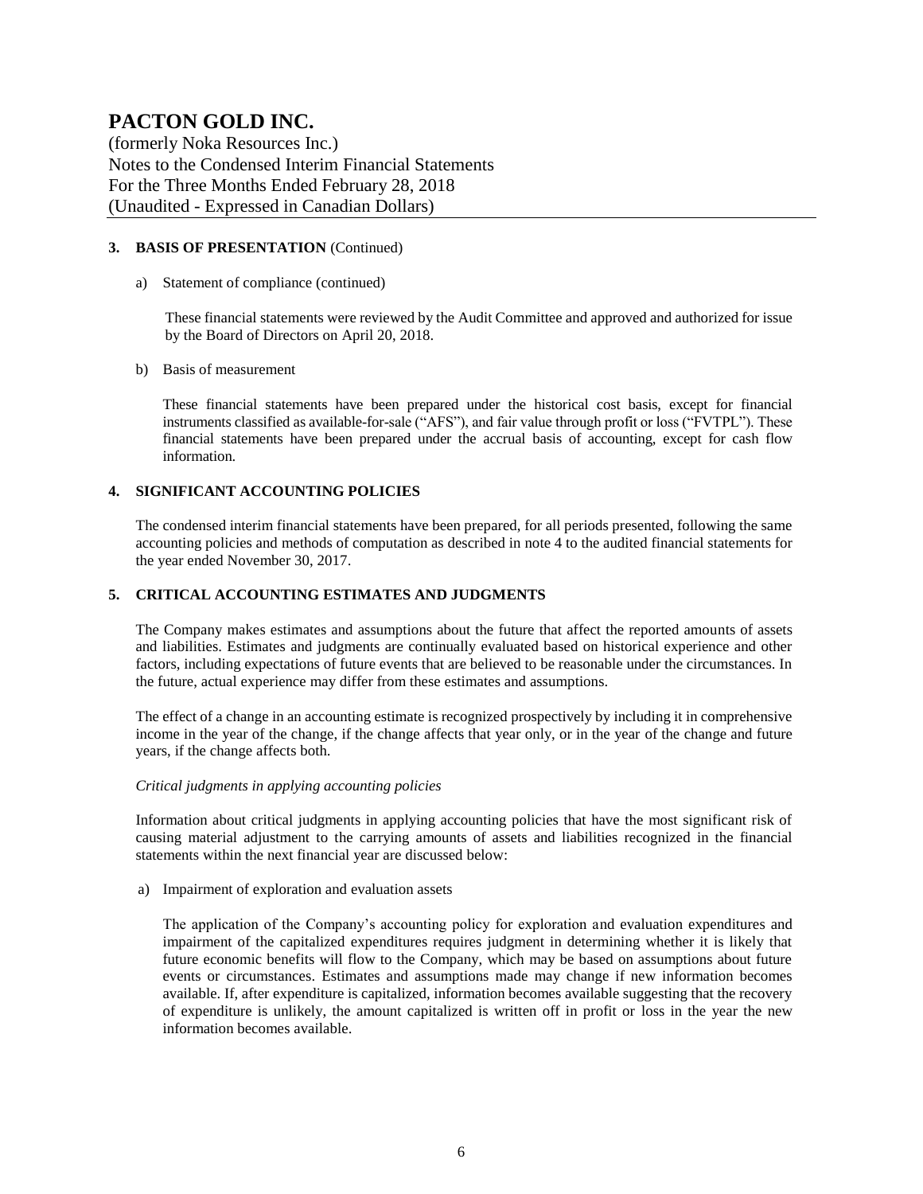### 3. BASIS OF PRESENTATION (Continued)

a) Statement of compliance (continued)

These financial statements were reviewed by the Audit Committee and approved and authorized for issue by the Board of Directors on April 20, 2018.

b) Basis of measurement

These financial statements have been prepared under the historical cost basis, except for financial instruments classified as available-for-sale ("AFS"), and fair value through profit or loss ("FVTPL"). These financial statements have been prepared under the accrual basis of accounting, except for cash flow information.

### 4. SIGNIFICANT ACCOUNTING POLICIES

The condensed interim financial statements have been prepared, for all periods presented, following the same accounting policies and methods of computation as described in note 4 to the audited financial statements for the year ended November 30, 2017.

### 5. CRITICAL ACCOUNTING ESTIMATES AND JUDGMENTS

The Company makes estimates and assumptions about the future that affect the reported amounts of assets and liabilities. Estimates and judgments are continually evaluated based on historical experience and other factors, including expectations of future events that are believed to be reasonable under the circumstances. In the future, actual experience may differ from these estimates and assumptions.

The effect of a change in an accounting estimate is recognized prospectively by including it in comprehensive income in the year of the change, if the change affects that year only, or in the year of the change and future years, if the change affects both.

*Critical judgments in applying accounting policies*

Information about critical judgments in applying accounting policies that have the most significant risk of causing material adjustment to the carrying amounts of assets and liabilities recognized in the financial statements within the next financial year are discussed below:

a) Impairment of exploration and evaluation assets

The application of the Company's accounting policy for exploration and evaluation expenditures and impairment of the capitalized expenditures requires judgment in determining whether it is likely that future economic benefits will flow to the Company, which may be based on assumptions about future events or circumstances. Estimates and assumptions made may change if new information becomes available. If, after expenditure is capitalized, information becomes available suggesting that the recovery of expenditure is unlikely, the amount capitalized is written off in profit or loss in the year the new information becomes available.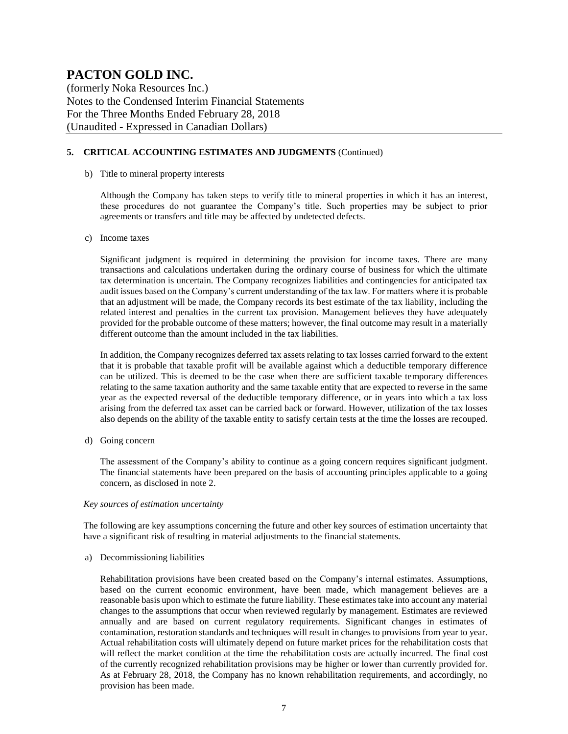## 5. CRITICAL ACCOUNTING ESTIMATES AND JUDGMENTS (Continued)

b) Title to mineral property interests

Although the Company has taken steps to verify title to mineral properties in which it has an interest, these procedures do not guarantee the Company's title. Such properties may be subject to prior agreements or transfers and title may be affected by undetected defects.

c) Income taxes

Significant judgment is required in determining the provision for income taxes. There are many transactions and calculations undertaken during the ordinary course of business for which the ultimate tax determination is uncertain. The Company recognizes liabilities and contingencies for anticipated tax audit issues based on the Company's current understanding of the tax law. For matters where it is probable that an adjustment will be made, the Company records its best estimate of the tax liability, including the related interest and penalties in the current tax provision. Management believes they have adequately provided for the probable outcome of these matters; however, the final outcome may result in a materially different outcome than the amount included in the tax liabilities.

In addition, the Company recognizes deferred tax assets relating to tax losses carried forward to the extent that it is probable that taxable profit will be available against which a deductible temporary difference can be utilized. This is deemed to be the case when there are sufficient taxable temporary differences relating to the same taxation authority and the same taxable entity that are expected to reverse in the same year as the expected reversal of the deductible temporary difference, or in years into which a tax loss arising from the deferred tax asset can be carried back or forward. However, utilization of the tax losses also depends on the ability of the taxable entity to satisfy certain tests at the time the losses are recouped.

d) Going concern

The assessment of the Company's ability to continue as a going concern requires significant judgment. The financial statements have been prepared on the basis of accounting principles applicable to a going concern, as disclosed in note 2.

*Key sources of estimation uncertainty*

The following are key assumptions concerning the future and other key sources of estimation uncertainty that have a significant risk of resulting in material adjustments to the financial statements.

a) Decommissioning liabilities

Rehabilitation provisions have been created based on the Company's internal estimates. Assumptions, based on the current economic environment, have been made, which management believes are a reasonable basis upon which to estimate the future liability. These estimates take into account any material changes to the assumptions that occur when reviewed regularly by management. Estimates are reviewed annually and are based on current regulatory requirements. Significant changes in estimates of contamination, restoration standards and techniques will result in changes to provisions from year to year. Actual rehabilitation costs will ultimately depend on future market prices for the rehabilitation costs that will reflect the market condition at the time the rehabilitation costs are actually incurred. The final cost of the currently recognized rehabilitation provisions may be higher or lower than currently provided for. As at February 28, 2018, the Company has no known rehabilitation requirements, and accordingly, no provision has been made.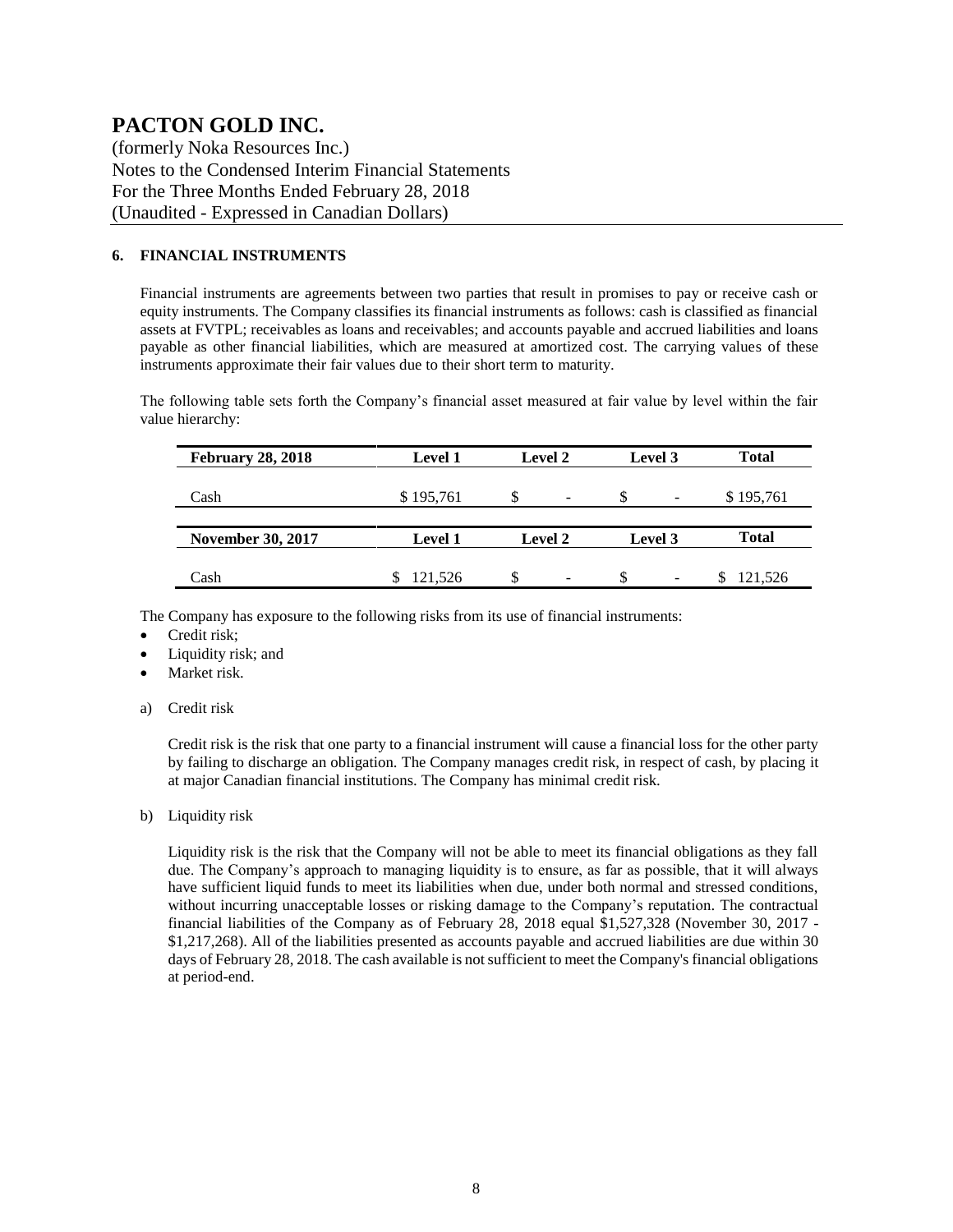# PACTON GOLD INC.

(formerly Noka Resources Inc.)
Notes to the Condensed Interim Financial Statements
For the Three Months Ended February 28, 2018
(Unaudited - Expressed in Canadian Dollars)

## 6. FINANCIAL INSTRUMENTS

Financial instruments are agreements between two parties that result in promises to pay or receive cash or equity instruments. The Company classifies its financial instruments as follows: cash is classified as financial assets at FVTPL; receivables as loans and receivables; and accounts payable and accrued liabilities and loans payable as other financial liabilities, which are measured at amortized cost. The carrying values of these instruments approximate their fair values due to their short term to maturity.

The following table sets forth the Company's financial asset measured at fair value by level within the fair value hierarchy:

| February 28, 2018 | Level 1 | Level 2 | Level 3 | Total |
|---|---|---|---|---|
| Cash | $ 195,761 | $ - | $ - | $ 195,761 |

| November 30, 2017 | Level 1 | Level 2 | Level 3 | Total |
|---|---|---|---|---|
| Cash | $ 121,526 | $ - | $ - | $ 121,526 |

The Company has exposure to the following risks from its use of financial instruments:

- Credit risk;
- Liquidity risk; and
- Market risk.

a) Credit risk

Credit risk is the risk that one party to a financial instrument will cause a financial loss for the other party by failing to discharge an obligation. The Company manages credit risk, in respect of cash, by placing it at major Canadian financial institutions. The Company has minimal credit risk.

b) Liquidity risk

Liquidity risk is the risk that the Company will not be able to meet its financial obligations as they fall due. The Company's approach to managing liquidity is to ensure, as far as possible, that it will always have sufficient liquid funds to meet its liabilities when due, under both normal and stressed conditions, without incurring unacceptable losses or risking damage to the Company's reputation. The contractual financial liabilities of the Company as of February 28, 2018 equal $1,527,328 (November 30, 2017 - $1,217,268). All of the liabilities presented as accounts payable and accrued liabilities are due within 30 days of February 28, 2018. The cash available is not sufficient to meet the Company's financial obligations at period-end.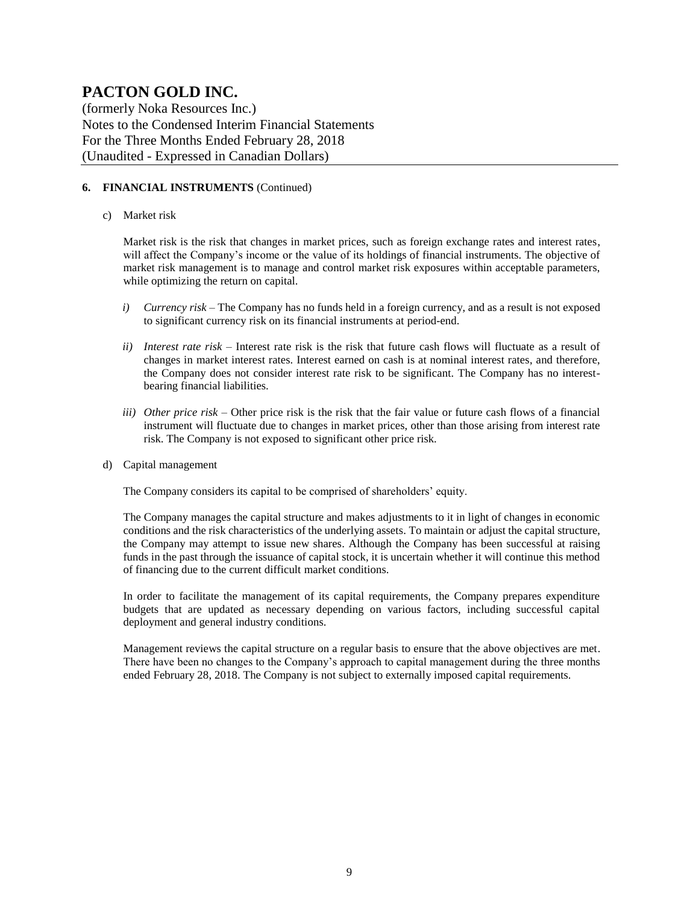**6. FINANCIAL INSTRUMENTS** (Continued)

c) Market risk

Market risk is the risk that changes in market prices, such as foreign exchange rates and interest rates, will affect the Company's income or the value of its holdings of financial instruments. The objective of market risk management is to manage and control market risk exposures within acceptable parameters, while optimizing the return on capital.

*i) Currency risk* – The Company has no funds held in a foreign currency, and as a result is not exposed to significant currency risk on its financial instruments at period-end.

*ii) Interest rate risk* – Interest rate risk is the risk that future cash flows will fluctuate as a result of changes in market interest rates. Interest earned on cash is at nominal interest rates, and therefore, the Company does not consider interest rate risk to be significant. The Company has no interest-bearing financial liabilities.

*iii) Other price risk* – Other price risk is the risk that the fair value or future cash flows of a financial instrument will fluctuate due to changes in market prices, other than those arising from interest rate risk. The Company is not exposed to significant other price risk.

d) Capital management

The Company considers its capital to be comprised of shareholders' equity.

The Company manages the capital structure and makes adjustments to it in light of changes in economic conditions and the risk characteristics of the underlying assets. To maintain or adjust the capital structure, the Company may attempt to issue new shares. Although the Company has been successful at raising funds in the past through the issuance of capital stock, it is uncertain whether it will continue this method of financing due to the current difficult market conditions.

In order to facilitate the management of its capital requirements, the Company prepares expenditure budgets that are updated as necessary depending on various factors, including successful capital deployment and general industry conditions.

Management reviews the capital structure on a regular basis to ensure that the above objectives are met. There have been no changes to the Company's approach to capital management during the three months ended February 28, 2018. The Company is not subject to externally imposed capital requirements.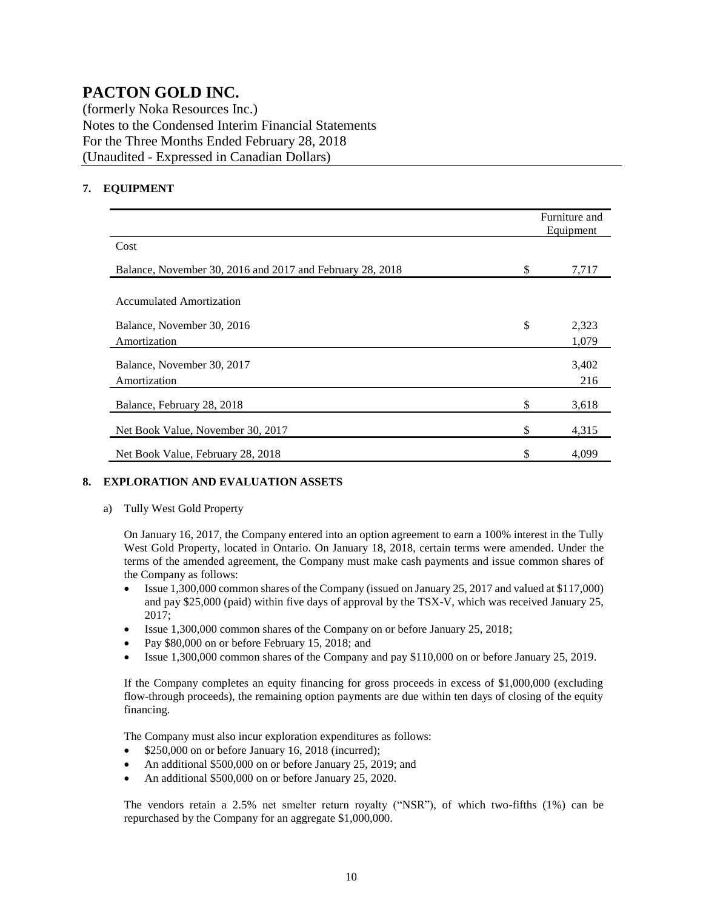# PACTON GOLD INC.

(formerly Noka Resources Inc.)
Notes to the Condensed Interim Financial Statements
For the Three Months Ended February 28, 2018
(Unaudited - Expressed in Canadian Dollars)

## 7. EQUIPMENT

| | Furniture and Equipment |
|---|---|
| Cost | |
| Balance, November 30, 2016 and 2017 and February 28, 2018 | $ 7,717 |
| Accumulated Amortization | |
| Balance, November 30, 2016 | $ 2,323 |
| Amortization | 1,079 |
| Balance, November 30, 2017 | 3,402 |
| Amortization | 216 |
| Balance, February 28, 2018 | $ 3,618 |
| Net Book Value, November 30, 2017 | $ 4,315 |
| Net Book Value, February 28, 2018 | $ 4,099 |

## 8. EXPLORATION AND EVALUATION ASSETS

a) Tully West Gold Property

On January 16, 2017, the Company entered into an option agreement to earn a 100% interest in the Tully West Gold Property, located in Ontario. On January 18, 2018, certain terms were amended. Under the terms of the amended agreement, the Company must make cash payments and issue common shares of the Company as follows:

- Issue 1,300,000 common shares of the Company (issued on January 25, 2017 and valued at $117,000) and pay $25,000 (paid) within five days of approval by the TSX-V, which was received January 25, 2017;
- Issue 1,300,000 common shares of the Company on or before January 25, 2018;
- Pay $80,000 on or before February 15, 2018; and
- Issue 1,300,000 common shares of the Company and pay $110,000 on or before January 25, 2019.

If the Company completes an equity financing for gross proceeds in excess of $1,000,000 (excluding flow-through proceeds), the remaining option payments are due within ten days of closing of the equity financing.

The Company must also incur exploration expenditures as follows:

- $250,000 on or before January 16, 2018 (incurred);
- An additional $500,000 on or before January 25, 2019; and
- An additional $500,000 on or before January 25, 2020.

The vendors retain a 2.5% net smelter return royalty ("NSR"), of which two-fifths (1%) can be repurchased by the Company for an aggregate $1,000,000.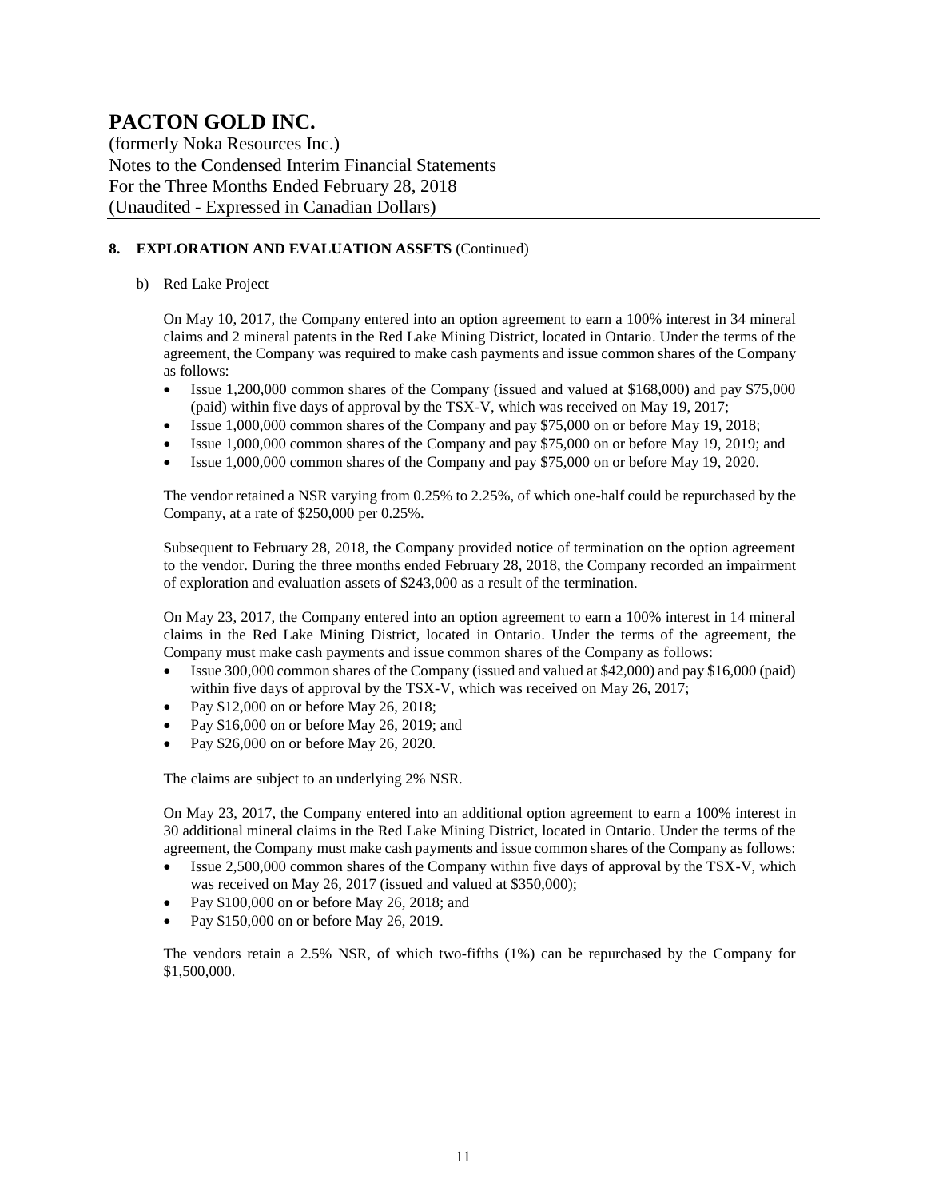# PACTON GOLD INC.

(formerly Noka Resources Inc.)
Notes to the Condensed Interim Financial Statements
For the Three Months Ended February 28, 2018
(Unaudited - Expressed in Canadian Dollars)

## 8. EXPLORATION AND EVALUATION ASSETS (Continued)

b) Red Lake Project

On May 10, 2017, the Company entered into an option agreement to earn a 100% interest in 34 mineral claims and 2 mineral patents in the Red Lake Mining District, located in Ontario. Under the terms of the agreement, the Company was required to make cash payments and issue common shares of the Company as follows:

- Issue 1,200,000 common shares of the Company (issued and valued at $168,000) and pay $75,000 (paid) within five days of approval by the TSX-V, which was received on May 19, 2017;
- Issue 1,000,000 common shares of the Company and pay $75,000 on or before May 19, 2018;
- Issue 1,000,000 common shares of the Company and pay $75,000 on or before May 19, 2019; and
- Issue 1,000,000 common shares of the Company and pay $75,000 on or before May 19, 2020.

The vendor retained a NSR varying from 0.25% to 2.25%, of which one-half could be repurchased by the Company, at a rate of $250,000 per 0.25%.

Subsequent to February 28, 2018, the Company provided notice of termination on the option agreement to the vendor. During the three months ended February 28, 2018, the Company recorded an impairment of exploration and evaluation assets of $243,000 as a result of the termination.

On May 23, 2017, the Company entered into an option agreement to earn a 100% interest in 14 mineral claims in the Red Lake Mining District, located in Ontario. Under the terms of the agreement, the Company must make cash payments and issue common shares of the Company as follows:

- Issue 300,000 common shares of the Company (issued and valued at $42,000) and pay $16,000 (paid) within five days of approval by the TSX-V, which was received on May 26, 2017;
- Pay $12,000 on or before May 26, 2018;
- Pay $16,000 on or before May 26, 2019; and
- Pay $26,000 on or before May 26, 2020.

The claims are subject to an underlying 2% NSR.

On May 23, 2017, the Company entered into an additional option agreement to earn a 100% interest in 30 additional mineral claims in the Red Lake Mining District, located in Ontario. Under the terms of the agreement, the Company must make cash payments and issue common shares of the Company as follows:

- Issue 2,500,000 common shares of the Company within five days of approval by the TSX-V, which was received on May 26, 2017 (issued and valued at $350,000);
- Pay $100,000 on or before May 26, 2018; and
- Pay $150,000 on or before May 26, 2019.

The vendors retain a 2.5% NSR, of which two-fifths (1%) can be repurchased by the Company for $1,500,000.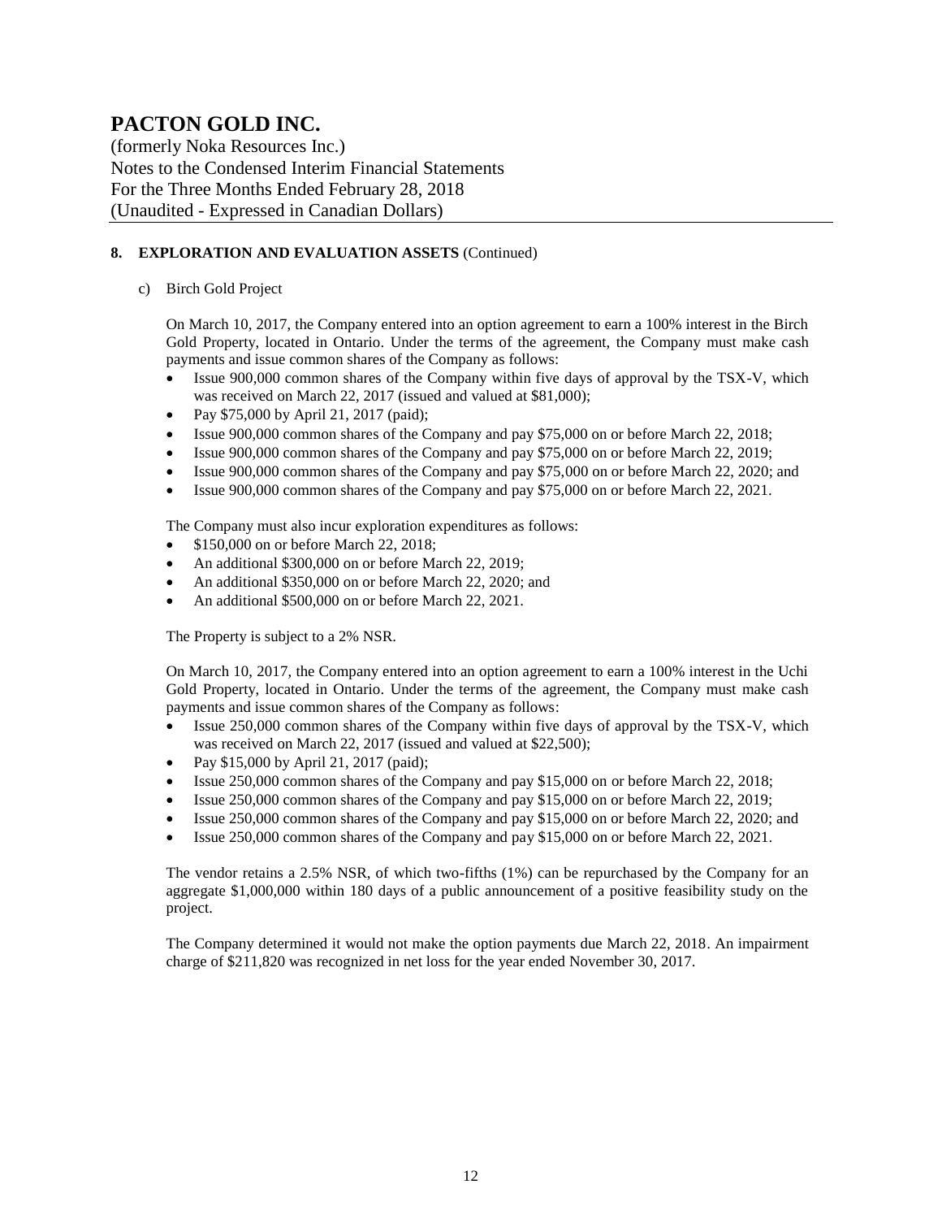# PACTON GOLD INC.

(formerly Noka Resources Inc.)
Notes to the Condensed Interim Financial Statements
For the Three Months Ended February 28, 2018
(Unaudited - Expressed in Canadian Dollars)

## 8. EXPLORATION AND EVALUATION ASSETS (Continued)

c) Birch Gold Project

On March 10, 2017, the Company entered into an option agreement to earn a 100% interest in the Birch Gold Property, located in Ontario. Under the terms of the agreement, the Company must make cash payments and issue common shares of the Company as follows:

- Issue 900,000 common shares of the Company within five days of approval by the TSX-V, which was received on March 22, 2017 (issued and valued at $81,000);
- Pay $75,000 by April 21, 2017 (paid);
- Issue 900,000 common shares of the Company and pay $75,000 on or before March 22, 2018;
- Issue 900,000 common shares of the Company and pay $75,000 on or before March 22, 2019;
- Issue 900,000 common shares of the Company and pay $75,000 on or before March 22, 2020; and
- Issue 900,000 common shares of the Company and pay $75,000 on or before March 22, 2021.

The Company must also incur exploration expenditures as follows:

- $150,000 on or before March 22, 2018;
- An additional $300,000 on or before March 22, 2019;
- An additional $350,000 on or before March 22, 2020; and
- An additional $500,000 on or before March 22, 2021.

The Property is subject to a 2% NSR.

On March 10, 2017, the Company entered into an option agreement to earn a 100% interest in the Uchi Gold Property, located in Ontario. Under the terms of the agreement, the Company must make cash payments and issue common shares of the Company as follows:

- Issue 250,000 common shares of the Company within five days of approval by the TSX-V, which was received on March 22, 2017 (issued and valued at $22,500);
- Pay $15,000 by April 21, 2017 (paid);
- Issue 250,000 common shares of the Company and pay $15,000 on or before March 22, 2018;
- Issue 250,000 common shares of the Company and pay $15,000 on or before March 22, 2019;
- Issue 250,000 common shares of the Company and pay $15,000 on or before March 22, 2020; and
- Issue 250,000 common shares of the Company and pay $15,000 on or before March 22, 2021.

The vendor retains a 2.5% NSR, of which two-fifths (1%) can be repurchased by the Company for an aggregate $1,000,000 within 180 days of a public announcement of a positive feasibility study on the project.

The Company determined it would not make the option payments due March 22, 2018. An impairment charge of $211,820 was recognized in net loss for the year ended November 30, 2017.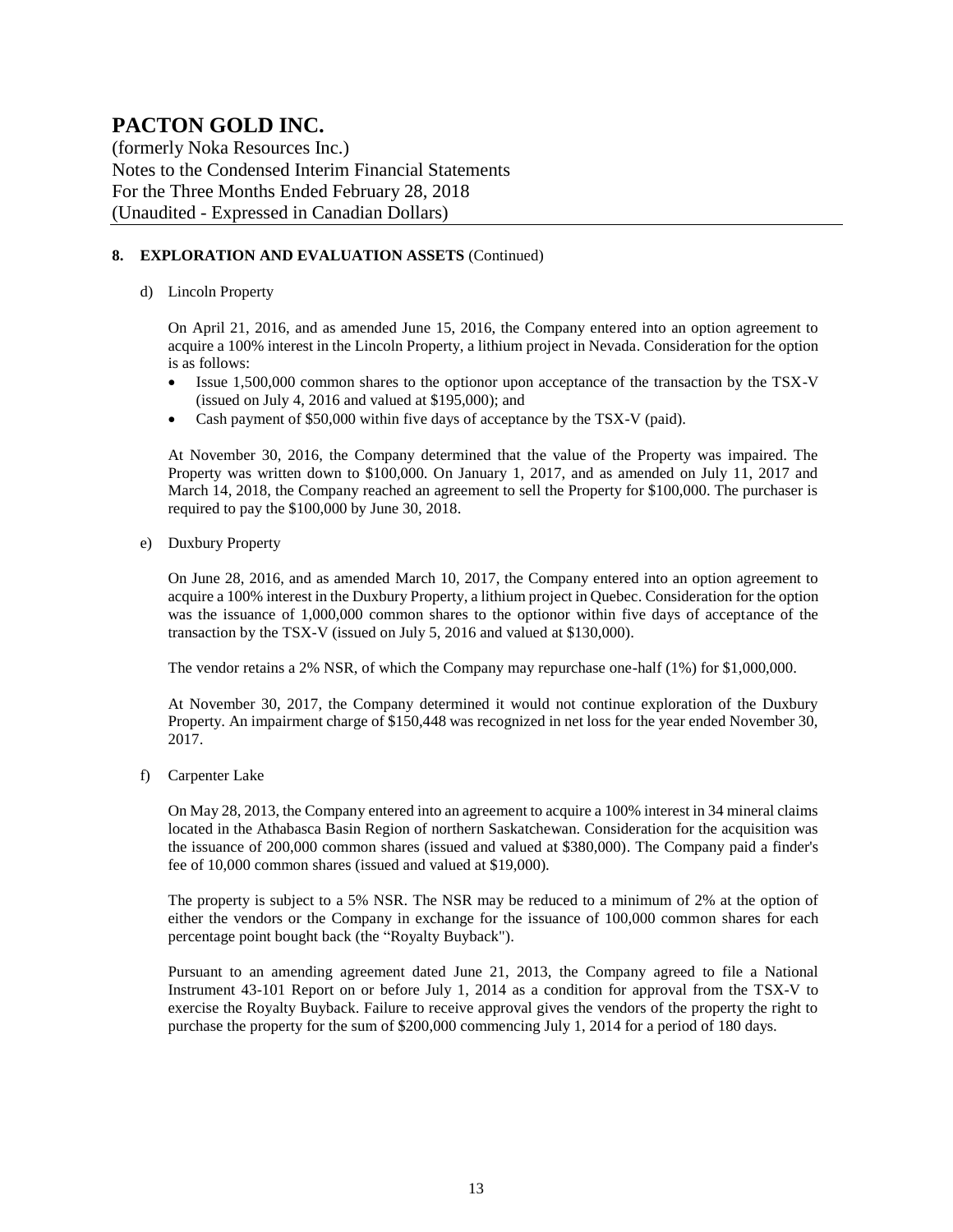# PACTON GOLD INC.

(formerly Noka Resources Inc.)
Notes to the Condensed Interim Financial Statements
For the Three Months Ended February 28, 2018
(Unaudited - Expressed in Canadian Dollars)

## 8. EXPLORATION AND EVALUATION ASSETS (Continued)

d) Lincoln Property

On April 21, 2016, and as amended June 15, 2016, the Company entered into an option agreement to acquire a 100% interest in the Lincoln Property, a lithium project in Nevada. Consideration for the option is as follows:

- Issue 1,500,000 common shares to the optionor upon acceptance of the transaction by the TSX-V (issued on July 4, 2016 and valued at $195,000); and
- Cash payment of $50,000 within five days of acceptance by the TSX-V (paid).

At November 30, 2016, the Company determined that the value of the Property was impaired. The Property was written down to $100,000. On January 1, 2017, and as amended on July 11, 2017 and March 14, 2018, the Company reached an agreement to sell the Property for $100,000. The purchaser is required to pay the $100,000 by June 30, 2018.

e) Duxbury Property

On June 28, 2016, and as amended March 10, 2017, the Company entered into an option agreement to acquire a 100% interest in the Duxbury Property, a lithium project in Quebec. Consideration for the option was the issuance of 1,000,000 common shares to the optionor within five days of acceptance of the transaction by the TSX-V (issued on July 5, 2016 and valued at $130,000).

The vendor retains a 2% NSR, of which the Company may repurchase one-half (1%) for $1,000,000.

At November 30, 2017, the Company determined it would not continue exploration of the Duxbury Property. An impairment charge of $150,448 was recognized in net loss for the year ended November 30, 2017.

f) Carpenter Lake

On May 28, 2013, the Company entered into an agreement to acquire a 100% interest in 34 mineral claims located in the Athabasca Basin Region of northern Saskatchewan. Consideration for the acquisition was the issuance of 200,000 common shares (issued and valued at $380,000). The Company paid a finder's fee of 10,000 common shares (issued and valued at $19,000).

The property is subject to a 5% NSR. The NSR may be reduced to a minimum of 2% at the option of either the vendors or the Company in exchange for the issuance of 100,000 common shares for each percentage point bought back (the "Royalty Buyback").

Pursuant to an amending agreement dated June 21, 2013, the Company agreed to file a National Instrument 43-101 Report on or before July 1, 2014 as a condition for approval from the TSX-V to exercise the Royalty Buyback. Failure to receive approval gives the vendors of the property the right to purchase the property for the sum of $200,000 commencing July 1, 2014 for a period of 180 days.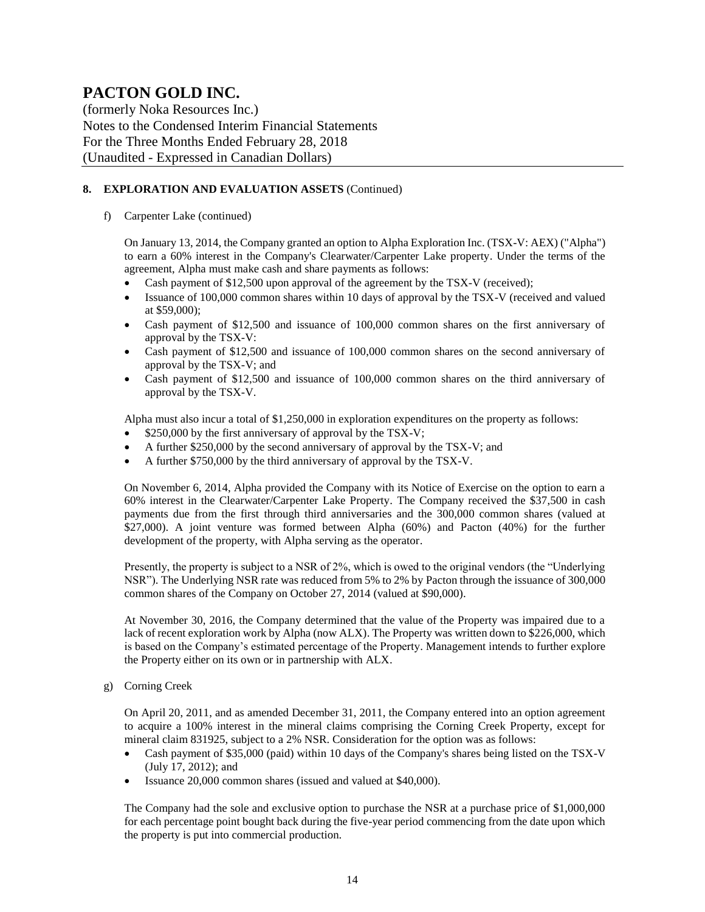# PACTON GOLD INC.

(formerly Noka Resources Inc.)
Notes to the Condensed Interim Financial Statements
For the Three Months Ended February 28, 2018
(Unaudited - Expressed in Canadian Dollars)

## 8. EXPLORATION AND EVALUATION ASSETS (Continued)

f) Carpenter Lake (continued)

On January 13, 2014, the Company granted an option to Alpha Exploration Inc. (TSX-V: AEX) ("Alpha") to earn a 60% interest in the Company's Clearwater/Carpenter Lake property. Under the terms of the agreement, Alpha must make cash and share payments as follows:

- Cash payment of $12,500 upon approval of the agreement by the TSX-V (received);
- Issuance of 100,000 common shares within 10 days of approval by the TSX-V (received and valued at $59,000);
- Cash payment of $12,500 and issuance of 100,000 common shares on the first anniversary of approval by the TSX-V:
- Cash payment of $12,500 and issuance of 100,000 common shares on the second anniversary of approval by the TSX-V; and
- Cash payment of $12,500 and issuance of 100,000 common shares on the third anniversary of approval by the TSX-V.

Alpha must also incur a total of $1,250,000 in exploration expenditures on the property as follows:

- $250,000 by the first anniversary of approval by the TSX-V;
- A further $250,000 by the second anniversary of approval by the TSX-V; and
- A further $750,000 by the third anniversary of approval by the TSX-V.

On November 6, 2014, Alpha provided the Company with its Notice of Exercise on the option to earn a 60% interest in the Clearwater/Carpenter Lake Property. The Company received the $37,500 in cash payments due from the first through third anniversaries and the 300,000 common shares (valued at $27,000). A joint venture was formed between Alpha (60%) and Pacton (40%) for the further development of the property, with Alpha serving as the operator.

Presently, the property is subject to a NSR of 2%, which is owed to the original vendors (the "Underlying NSR"). The Underlying NSR rate was reduced from 5% to 2% by Pacton through the issuance of 300,000 common shares of the Company on October 27, 2014 (valued at $90,000).

At November 30, 2016, the Company determined that the value of the Property was impaired due to a lack of recent exploration work by Alpha (now ALX). The Property was written down to $226,000, which is based on the Company's estimated percentage of the Property. Management intends to further explore the Property either on its own or in partnership with ALX.

g) Corning Creek

On April 20, 2011, and as amended December 31, 2011, the Company entered into an option agreement to acquire a 100% interest in the mineral claims comprising the Corning Creek Property, except for mineral claim 831925, subject to a 2% NSR. Consideration for the option was as follows:

- Cash payment of $35,000 (paid) within 10 days of the Company's shares being listed on the TSX-V (July 17, 2012); and
- Issuance 20,000 common shares (issued and valued at $40,000).

The Company had the sole and exclusive option to purchase the NSR at a purchase price of $1,000,000 for each percentage point bought back during the five-year period commencing from the date upon which the property is put into commercial production.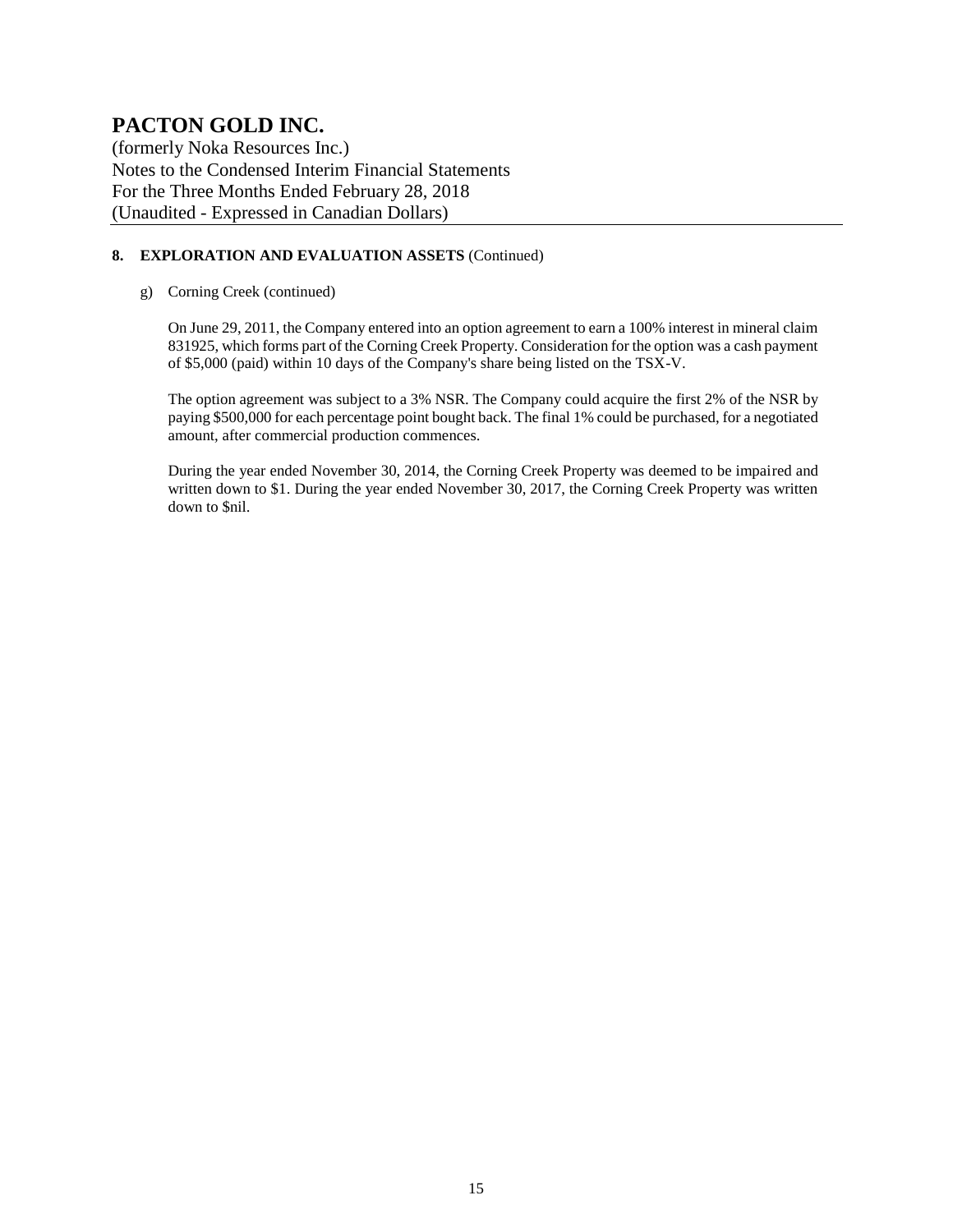## 8. EXPLORATION AND EVALUATION ASSETS (Continued)

g) Corning Creek (continued)

On June 29, 2011, the Company entered into an option agreement to earn a 100% interest in mineral claim 831925, which forms part of the Corning Creek Property. Consideration for the option was a cash payment of $5,000 (paid) within 10 days of the Company's share being listed on the TSX-V.

The option agreement was subject to a 3% NSR. The Company could acquire the first 2% of the NSR by paying $500,000 for each percentage point bought back. The final 1% could be purchased, for a negotiated amount, after commercial production commences.

During the year ended November 30, 2014, the Corning Creek Property was deemed to be impaired and written down to $1. During the year ended November 30, 2017, the Corning Creek Property was written down to $nil.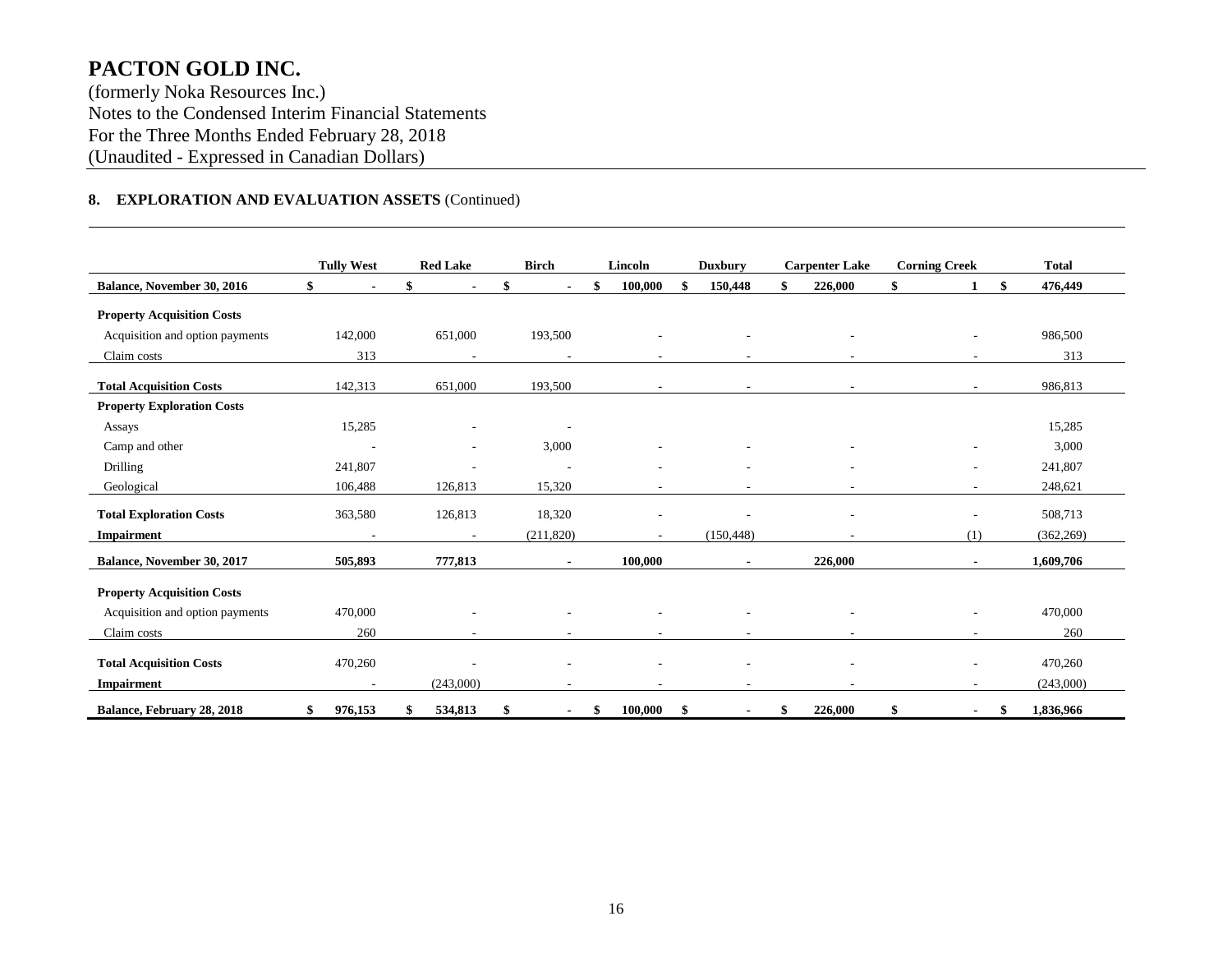# PACTON GOLD INC.

(formerly Noka Resources Inc.)
Notes to the Condensed Interim Financial Statements
For the Three Months Ended February 28, 2018
(Unaudited - Expressed in Canadian Dollars)

## 8. EXPLORATION AND EVALUATION ASSETS (Continued)

| | Tully West | Red Lake | Birch | Lincoln | Duxbury | Carpenter Lake | Corning Creek | Total |
|---|---|---|---|---|---|---|---|---|
| **Balance, November 30, 2016** | **$ -** | **$ -** | **$ -** | **$ 100,000** | **$ 150,448** | **$ 226,000** | **$ 1** | **$ 476,449** |
| **Property Acquisition Costs** | | | | | | | | |
| Acquisition and option payments | 142,000 | 651,000 | 193,500 | - | - | - | - | 986,500 |
| Claim costs | 313 | - | - | - | - | - | - | 313 |
| **Total Acquisition Costs** | 142,313 | 651,000 | 193,500 | - | - | - | - | 986,813 |
| **Property Exploration Costs** | | | | | | | | |
| Assays | 15,285 | - | - | | | | | 15,285 |
| Camp and other | - | - | 3,000 | - | - | - | - | 3,000 |
| Drilling | 241,807 | - | - | - | - | - | - | 241,807 |
| Geological | 106,488 | 126,813 | 15,320 | - | - | - | - | 248,621 |
| **Total Exploration Costs** | 363,580 | 126,813 | 18,320 | - | - | - | - | 508,713 |
| **Impairment** | - | - | (211,820) | - | (150,448) | - | (1) | (362,269) |
| **Balance, November 30, 2017** | **505,893** | **777,813** | **-** | **100,000** | **-** | **226,000** | **-** | **1,609,706** |
| **Property Acquisition Costs** | | | | | | | | |
| Acquisition and option payments | 470,000 | - | - | - | - | - | - | 470,000 |
| Claim costs | 260 | - | - | - | - | - | - | 260 |
| **Total Acquisition Costs** | 470,260 | - | - | - | - | - | - | 470,260 |
| **Impairment** | - | (243,000) | - | - | - | - | - | (243,000) |
| **Balance, February 28, 2018** | **$ 976,153** | **$ 534,813** | **$ -** | **$ 100,000** | **$ -** | **$ 226,000** | **$ -** | **$ 1,836,966** |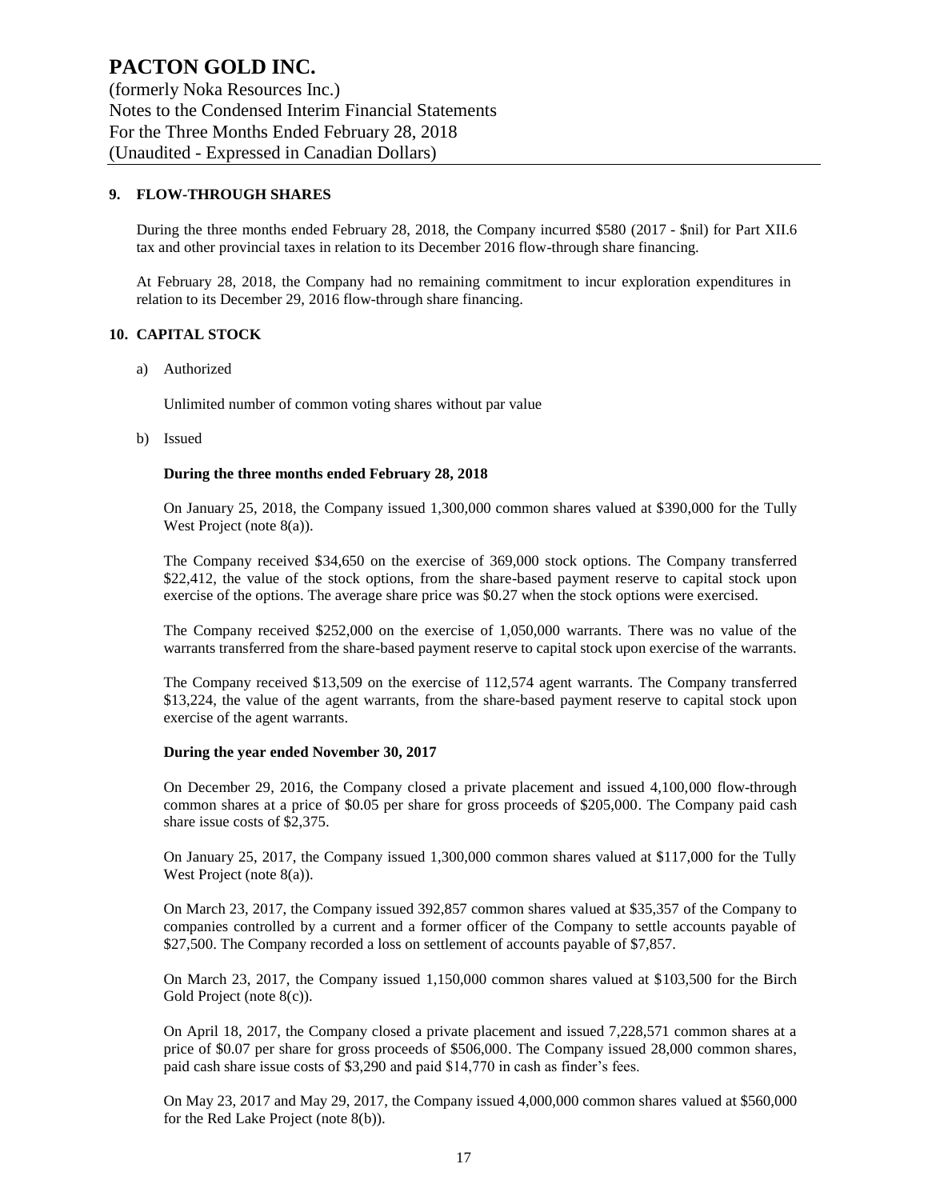# PACTON GOLD INC.

(formerly Noka Resources Inc.)
Notes to the Condensed Interim Financial Statements
For the Three Months Ended February 28, 2018
(Unaudited - Expressed in Canadian Dollars)

## 9. FLOW-THROUGH SHARES

During the three months ended February 28, 2018, the Company incurred $580 (2017 - $nil) for Part XII.6 tax and other provincial taxes in relation to its December 2016 flow-through share financing.

At February 28, 2018, the Company had no remaining commitment to incur exploration expenditures in relation to its December 29, 2016 flow-through share financing.

## 10. CAPITAL STOCK

a) Authorized

Unlimited number of common voting shares without par value

b) Issued

**During the three months ended February 28, 2018**

On January 25, 2018, the Company issued 1,300,000 common shares valued at $390,000 for the Tully West Project (note 8(a)).

The Company received $34,650 on the exercise of 369,000 stock options. The Company transferred $22,412, the value of the stock options, from the share-based payment reserve to capital stock upon exercise of the options. The average share price was $0.27 when the stock options were exercised.

The Company received $252,000 on the exercise of 1,050,000 warrants. There was no value of the warrants transferred from the share-based payment reserve to capital stock upon exercise of the warrants.

The Company received $13,509 on the exercise of 112,574 agent warrants. The Company transferred $13,224, the value of the agent warrants, from the share-based payment reserve to capital stock upon exercise of the agent warrants.

**During the year ended November 30, 2017**

On December 29, 2016, the Company closed a private placement and issued 4,100,000 flow-through common shares at a price of $0.05 per share for gross proceeds of $205,000. The Company paid cash share issue costs of $2,375.

On January 25, 2017, the Company issued 1,300,000 common shares valued at $117,000 for the Tully West Project (note 8(a)).

On March 23, 2017, the Company issued 392,857 common shares valued at $35,357 of the Company to companies controlled by a current and a former officer of the Company to settle accounts payable of $27,500. The Company recorded a loss on settlement of accounts payable of $7,857.

On March 23, 2017, the Company issued 1,150,000 common shares valued at $103,500 for the Birch Gold Project (note 8(c)).

On April 18, 2017, the Company closed a private placement and issued 7,228,571 common shares at a price of $0.07 per share for gross proceeds of $506,000. The Company issued 28,000 common shares, paid cash share issue costs of $3,290 and paid $14,770 in cash as finder's fees.

On May 23, 2017 and May 29, 2017, the Company issued 4,000,000 common shares valued at $560,000 for the Red Lake Project (note 8(b)).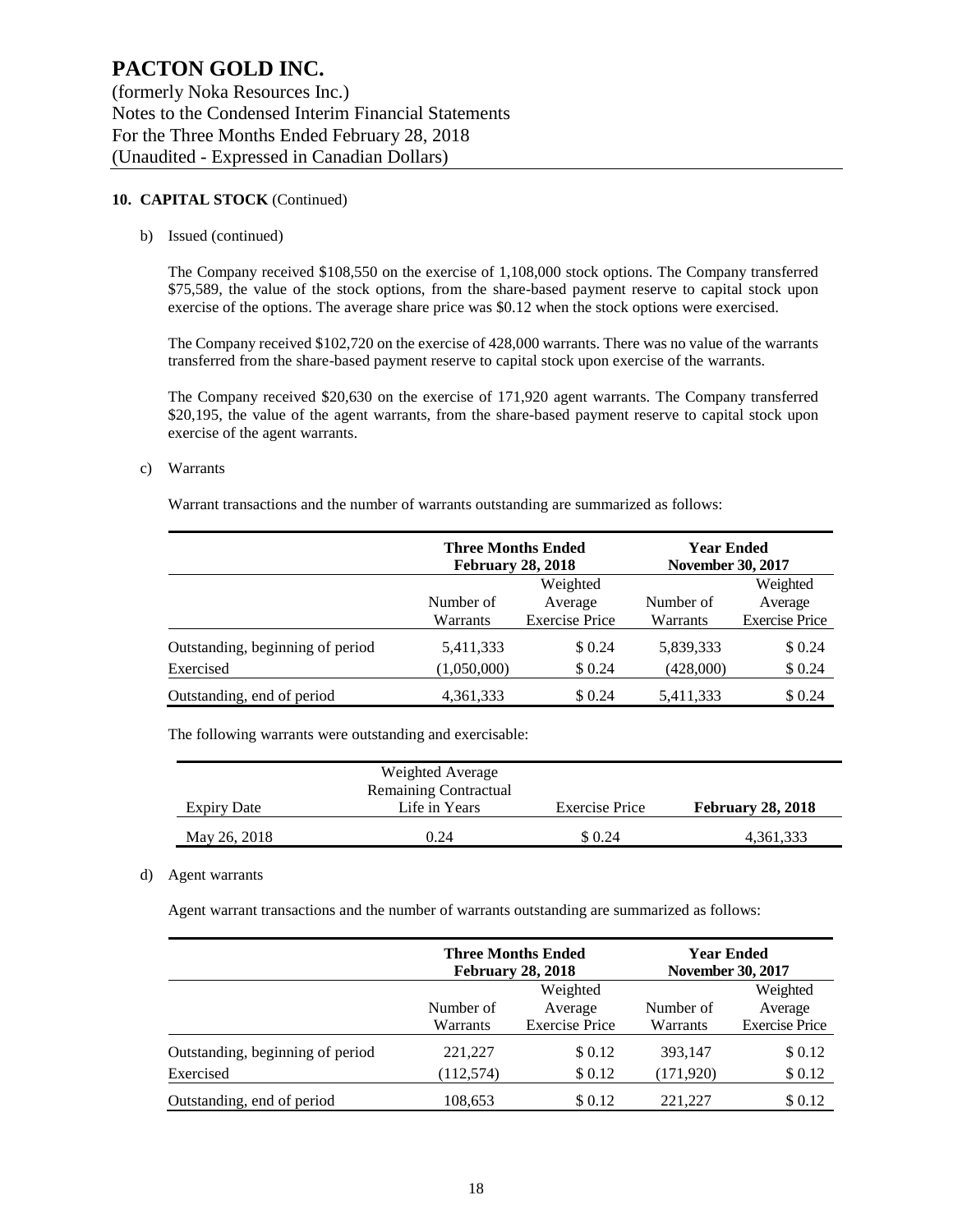# PACTON GOLD INC.

(formerly Noka Resources Inc.)
Notes to the Condensed Interim Financial Statements
For the Three Months Ended February 28, 2018
(Unaudited - Expressed in Canadian Dollars)

**10. CAPITAL STOCK** (Continued)

b) Issued (continued)

The Company received $108,550 on the exercise of 1,108,000 stock options. The Company transferred $75,589, the value of the stock options, from the share-based payment reserve to capital stock upon exercise of the options. The average share price was $0.12 when the stock options were exercised.

The Company received $102,720 on the exercise of 428,000 warrants. There was no value of the warrants transferred from the share-based payment reserve to capital stock upon exercise of the warrants.

The Company received $20,630 on the exercise of 171,920 agent warrants. The Company transferred $20,195, the value of the agent warrants, from the share-based payment reserve to capital stock upon exercise of the agent warrants.

c) Warrants

Warrant transactions and the number of warrants outstanding are summarized as follows:

| | **Three Months Ended February 28, 2018** | | **Year Ended November 30, 2017** | |
|---|---|---|---|---|
| | Number of Warrants | Weighted Average Exercise Price | Number of Warrants | Weighted Average Exercise Price |
| Outstanding, beginning of period | 5,411,333 | $ 0.24 | 5,839,333 | $ 0.24 |
| Exercised | (1,050,000) | $ 0.24 | (428,000) | $ 0.24 |
| Outstanding, end of period | 4,361,333 | $ 0.24 | 5,411,333 | $ 0.24 |

The following warrants were outstanding and exercisable:

| Expiry Date | Weighted Average Remaining Contractual Life in Years | Exercise Price | **February 28, 2018** |
|---|---|---|---|
| May 26, 2018 | 0.24 | $ 0.24 | 4,361,333 |

d) Agent warrants

Agent warrant transactions and the number of warrants outstanding are summarized as follows:

| | **Three Months Ended February 28, 2018** | | **Year Ended November 30, 2017** | |
|---|---|---|---|---|
| | Number of Warrants | Weighted Average Exercise Price | Number of Warrants | Weighted Average Exercise Price |
| Outstanding, beginning of period | 221,227 | $ 0.12 | 393,147 | $ 0.12 |
| Exercised | (112,574) | $ 0.12 | (171,920) | $ 0.12 |
| Outstanding, end of period | 108,653 | $ 0.12 | 221,227 | $ 0.12 |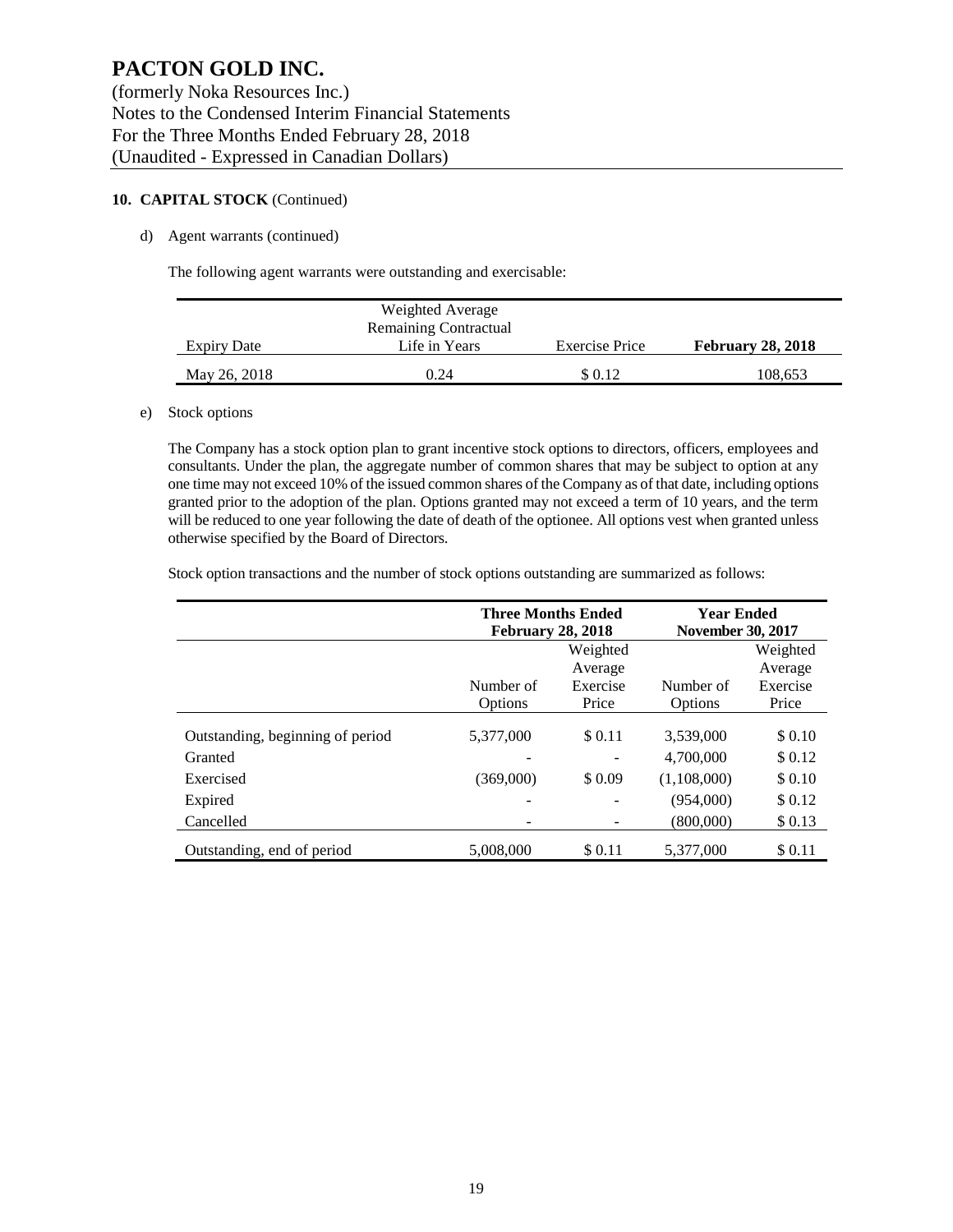# PACTON GOLD INC.

(formerly Noka Resources Inc.)
Notes to the Condensed Interim Financial Statements
For the Three Months Ended February 28, 2018
(Unaudited - Expressed in Canadian Dollars)

**10. CAPITAL STOCK** (Continued)

d) Agent warrants (continued)

The following agent warrants were outstanding and exercisable:

| Expiry Date | Weighted Average Remaining Contractual Life in Years | Exercise Price | **February 28, 2018** |
|---|---|---|---|
| May 26, 2018 | 0.24 | $ 0.12 | 108,653 |

e) Stock options

The Company has a stock option plan to grant incentive stock options to directors, officers, employees and consultants. Under the plan, the aggregate number of common shares that may be subject to option at any one time may not exceed 10% of the issued common shares of the Company as of that date, including options granted prior to the adoption of the plan. Options granted may not exceed a term of 10 years, and the term will be reduced to one year following the date of death of the optionee. All options vest when granted unless otherwise specified by the Board of Directors.

Stock option transactions and the number of stock options outstanding are summarized as follows:

| | **Three Months Ended February 28, 2018** | | **Year Ended November 30, 2017** | |
|---|---|---|---|---|
| | Number of Options | Weighted Average Exercise Price | Number of Options | Weighted Average Exercise Price |
| Outstanding, beginning of period | 5,377,000 | $ 0.11 | 3,539,000 | $ 0.10 |
| Granted | - | - | 4,700,000 | $ 0.12 |
| Exercised | (369,000) | $ 0.09 | (1,108,000) | $ 0.10 |
| Expired | - | - | (954,000) | $ 0.12 |
| Cancelled | - | - | (800,000) | $ 0.13 |
| Outstanding, end of period | 5,008,000 | $ 0.11 | 5,377,000 | $ 0.11 |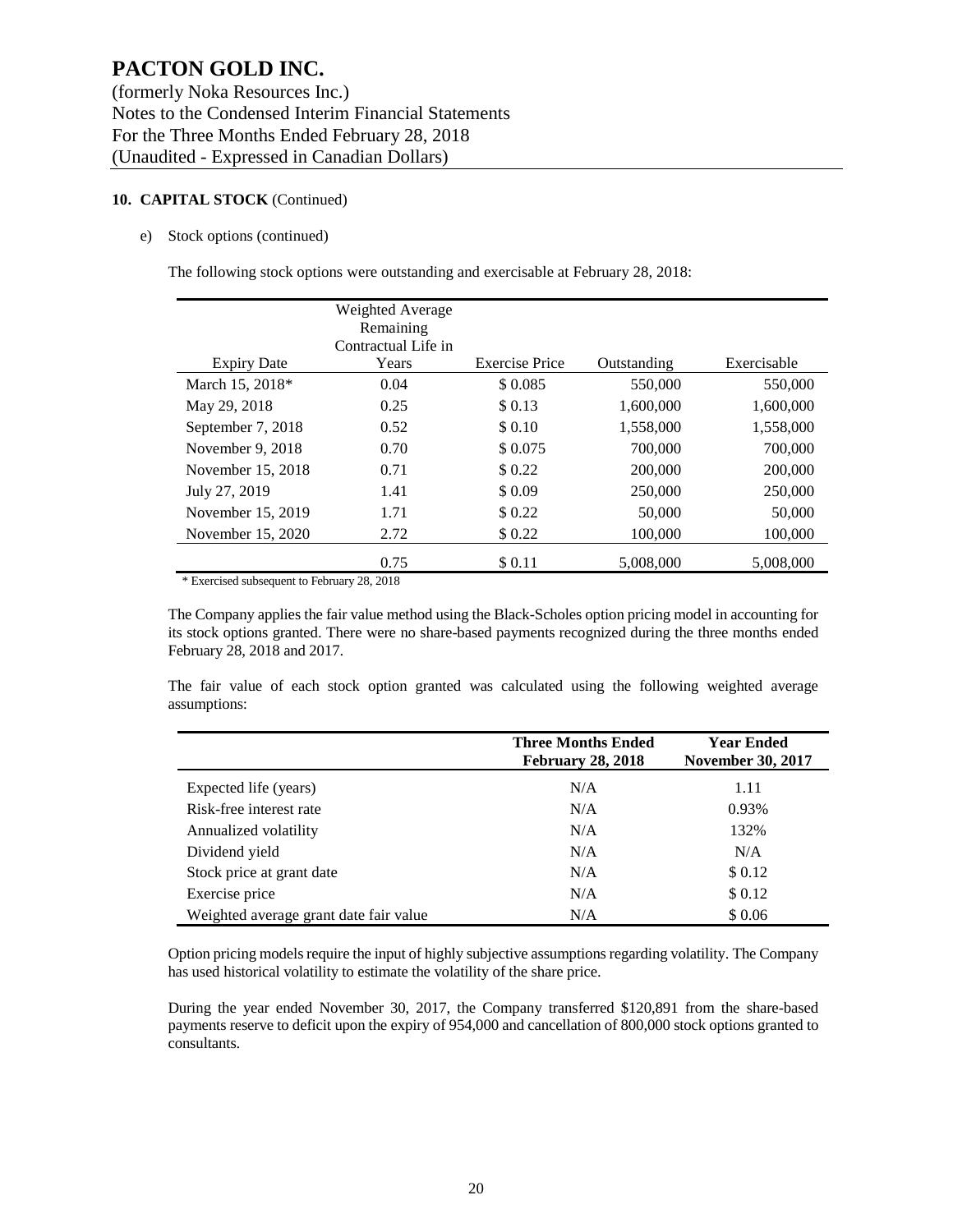**10. CAPITAL STOCK** (Continued)

e) Stock options (continued)

The following stock options were outstanding and exercisable at February 28, 2018:

| Expiry Date | Weighted Average Remaining Contractual Life in Years | Exercise Price | Outstanding | Exercisable |
|---|---|---|---|---|
| March 15, 2018* | 0.04 | $ 0.085 | 550,000 | 550,000 |
| May 29, 2018 | 0.25 | $ 0.13 | 1,600,000 | 1,600,000 |
| September 7, 2018 | 0.52 | $ 0.10 | 1,558,000 | 1,558,000 |
| November 9, 2018 | 0.70 | $ 0.075 | 700,000 | 700,000 |
| November 15, 2018 | 0.71 | $ 0.22 | 200,000 | 200,000 |
| July 27, 2019 | 1.41 | $ 0.09 | 250,000 | 250,000 |
| November 15, 2019 | 1.71 | $ 0.22 | 50,000 | 50,000 |
| November 15, 2020 | 2.72 | $ 0.22 | 100,000 | 100,000 |
| | 0.75 | $ 0.11 | 5,008,000 | 5,008,000 |

\* Exercised subsequent to February 28, 2018

The Company applies the fair value method using the Black-Scholes option pricing model in accounting for its stock options granted. There were no share-based payments recognized during the three months ended February 28, 2018 and 2017.

The fair value of each stock option granted was calculated using the following weighted average assumptions:

| | Three Months Ended February 28, 2018 | Year Ended November 30, 2017 |
|---|---|---|
| Expected life (years) | N/A | 1.11 |
| Risk-free interest rate | N/A | 0.93% |
| Annualized volatility | N/A | 132% |
| Dividend yield | N/A | N/A |
| Stock price at grant date | N/A | $ 0.12 |
| Exercise price | N/A | $ 0.12 |
| Weighted average grant date fair value | N/A | $ 0.06 |

Option pricing models require the input of highly subjective assumptions regarding volatility. The Company has used historical volatility to estimate the volatility of the share price.

During the year ended November 30, 2017, the Company transferred $120,891 from the share-based payments reserve to deficit upon the expiry of 954,000 and cancellation of 800,000 stock options granted to consultants.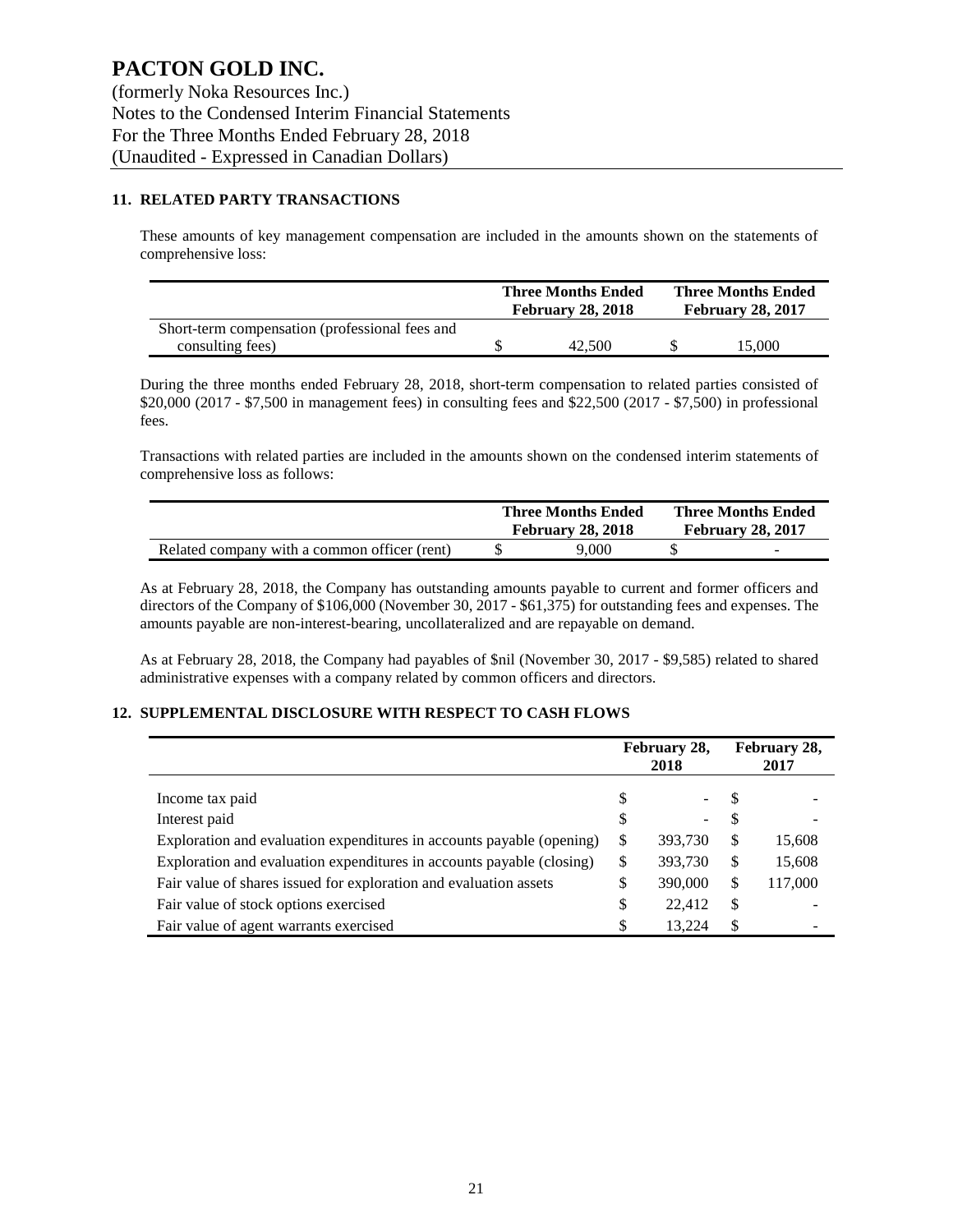# PACTON GOLD INC.

(formerly Noka Resources Inc.)
Notes to the Condensed Interim Financial Statements
For the Three Months Ended February 28, 2018
(Unaudited - Expressed in Canadian Dollars)

## 11. RELATED PARTY TRANSACTIONS

These amounts of key management compensation are included in the amounts shown on the statements of comprehensive loss:

| | Three Months Ended February 28, 2018 | Three Months Ended February 28, 2017 |
|---|---|---|
| Short-term compensation (professional fees and consulting fees) | $ 42,500 | $ 15,000 |

During the three months ended February 28, 2018, short-term compensation to related parties consisted of \$20,000 (2017 - \$7,500 in management fees) in consulting fees and \$22,500 (2017 - \$7,500) in professional fees.

Transactions with related parties are included in the amounts shown on the condensed interim statements of comprehensive loss as follows:

| | Three Months Ended February 28, 2018 | Three Months Ended February 28, 2017 |
|---|---|---|
| Related company with a common officer (rent) | $ 9,000 | $ - |

As at February 28, 2018, the Company has outstanding amounts payable to current and former officers and directors of the Company of \$106,000 (November 30, 2017 - \$61,375) for outstanding fees and expenses. The amounts payable are non-interest-bearing, uncollateralized and are repayable on demand.

As at February 28, 2018, the Company had payables of \$nil (November 30, 2017 - \$9,585) related to shared administrative expenses with a company related by common officers and directors.

## 12. SUPPLEMENTAL DISCLOSURE WITH RESPECT TO CASH FLOWS

| | February 28, 2018 | February 28, 2017 |
|---|---|---|
| Income tax paid | $ - | $ - |
| Interest paid | $ - | $ - |
| Exploration and evaluation expenditures in accounts payable (opening) | $ 393,730 | $ 15,608 |
| Exploration and evaluation expenditures in accounts payable (closing) | $ 393,730 | $ 15,608 |
| Fair value of shares issued for exploration and evaluation assets | $ 390,000 | $ 117,000 |
| Fair value of stock options exercised | $ 22,412 | $ - |
| Fair value of agent warrants exercised | $ 13,224 | $ - |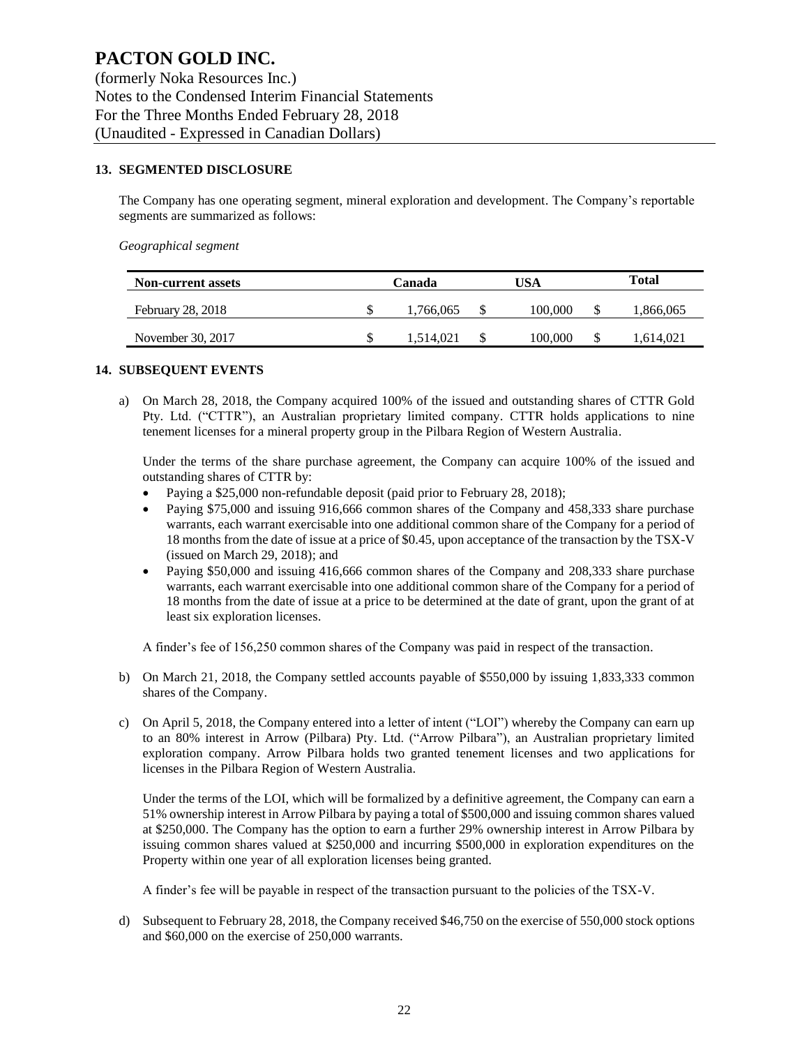# PACTON GOLD INC.

(formerly Noka Resources Inc.)
Notes to the Condensed Interim Financial Statements
For the Three Months Ended February 28, 2018
(Unaudited - Expressed in Canadian Dollars)

## 13. SEGMENTED DISCLOSURE

The Company has one operating segment, mineral exploration and development. The Company's reportable segments are summarized as follows:

*Geographical segment*

| Non-current assets | Canada | USA | Total |
|---|---|---|---|
| February 28, 2018 | $ 1,766,065 | $ 100,000 | $ 1,866,065 |
| November 30, 2017 | $ 1,514,021 | $ 100,000 | $ 1,614,021 |

## 14. SUBSEQUENT EVENTS

a) On March 28, 2018, the Company acquired 100% of the issued and outstanding shares of CTTR Gold Pty. Ltd. ("CTTR"), an Australian proprietary limited company. CTTR holds applications to nine tenement licenses for a mineral property group in the Pilbara Region of Western Australia.

   Under the terms of the share purchase agreement, the Company can acquire 100% of the issued and outstanding shares of CTTR by:

   - Paying a $25,000 non-refundable deposit (paid prior to February 28, 2018);
   - Paying $75,000 and issuing 916,666 common shares of the Company and 458,333 share purchase warrants, each warrant exercisable into one additional common share of the Company for a period of 18 months from the date of issue at a price of $0.45, upon acceptance of the transaction by the TSX-V (issued on March 29, 2018); and
   - Paying $50,000 and issuing 416,666 common shares of the Company and 208,333 share purchase warrants, each warrant exercisable into one additional common share of the Company for a period of 18 months from the date of issue at a price to be determined at the date of grant, upon the grant of at least six exploration licenses.

   A finder's fee of 156,250 common shares of the Company was paid in respect of the transaction.

b) On March 21, 2018, the Company settled accounts payable of $550,000 by issuing 1,833,333 common shares of the Company.

c) On April 5, 2018, the Company entered into a letter of intent ("LOI") whereby the Company can earn up to an 80% interest in Arrow (Pilbara) Pty. Ltd. ("Arrow Pilbara"), an Australian proprietary limited exploration company. Arrow Pilbara holds two granted tenement licenses and two applications for licenses in the Pilbara Region of Western Australia.

   Under the terms of the LOI, which will be formalized by a definitive agreement, the Company can earn a 51% ownership interest in Arrow Pilbara by paying a total of $500,000 and issuing common shares valued at $250,000. The Company has the option to earn a further 29% ownership interest in Arrow Pilbara by issuing common shares valued at $250,000 and incurring $500,000 in exploration expenditures on the Property within one year of all exploration licenses being granted.

   A finder's fee will be payable in respect of the transaction pursuant to the policies of the TSX-V.

d) Subsequent to February 28, 2018, the Company received $46,750 on the exercise of 550,000 stock options and $60,000 on the exercise of 250,000 warrants.